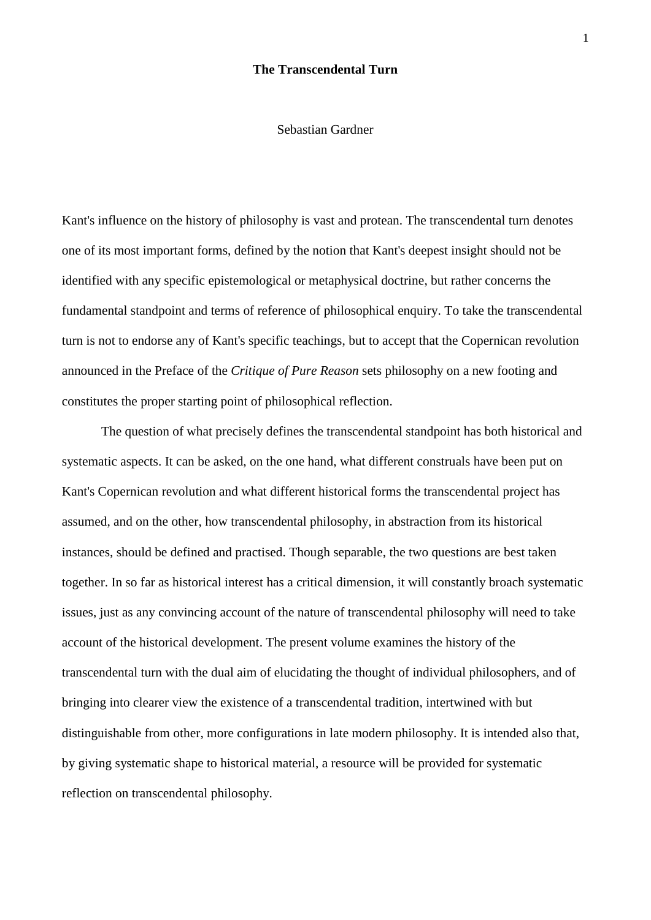# The Transcendental Turn

Sebastian Gardner

Kant's influence on the history of philosophy is vast and protean. The transcendental turn denotes one of its most important forms, defined by the notion that Kant's deepest insight should not be identified with any specific epistemological or metaphysical doctrine, but rather concerns the fundamental standpoint and terms of reference of philosophical enquiry. To take the transcendental turn is not to endorse any of Kant's specific teachings, but to accept that the Copernican revolution announced in the Preface of the *Critique of Pure Reason* sets philosophy on a new footing and constitutes the proper starting point of philosophical reflection.

The question of what precisely defines the transcendental standpoint has both historical and systematic aspects. It can be asked, on the one hand, what different construals have been put on Kant's Copernican revolution and what different historical forms the transcendental project has assumed, and on the other, how transcendental philosophy, in abstraction from its historical instances, should be defined and practised. Though separable, the two questions are best taken together. In so far as historical interest has a critical dimension, it will constantly broach systematic issues, just as any convincing account of the nature of transcendental philosophy will need to take account of the historical development. The present volume examines the history of the transcendental turn with the dual aim of elucidating the thought of individual philosophers, and of bringing into clearer view the existence of a transcendental tradition, intertwined with but distinguishable from other, more configurations in late modern philosophy. It is intended also that, by giving systematic shape to historical material, a resource will be provided for systematic reflection on transcendental philosophy.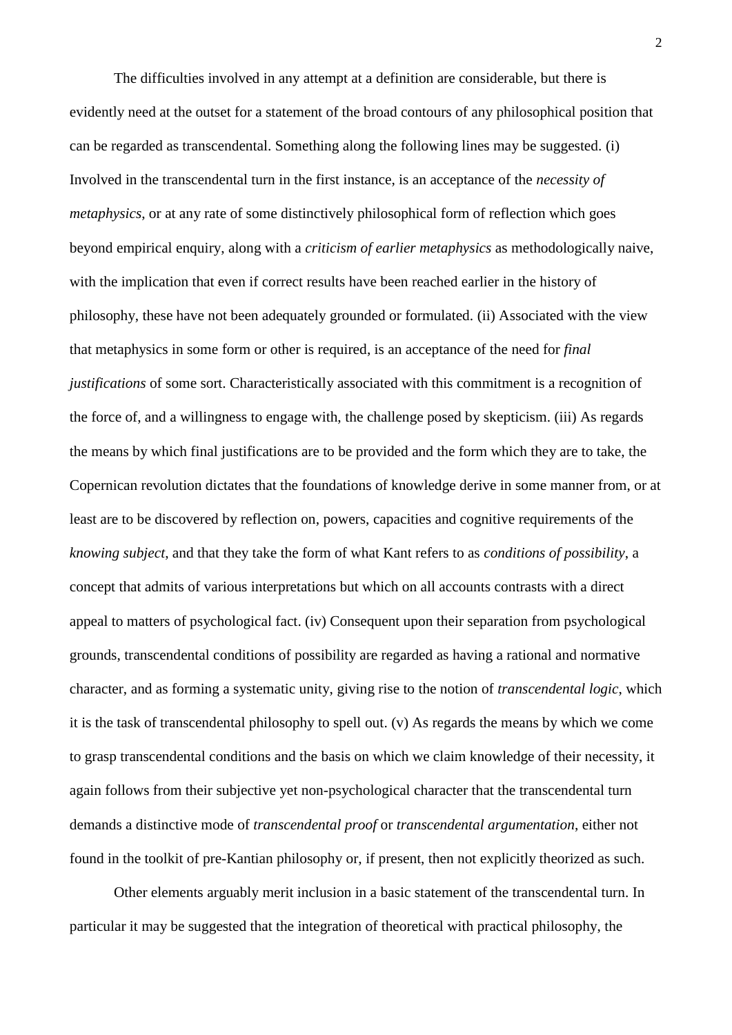The difficulties involved in any attempt at a definition are considerable, but there is evidently need at the outset for a statement of the broad contours of any philosophical position that can be regarded as transcendental. Something along the following lines may be suggested. (i) Involved in the transcendental turn in the first instance, is an acceptance of the *necessity of metaphysics*, or at any rate of some distinctively philosophical form of reflection which goes beyond empirical enquiry, along with a *criticism of earlier metaphysics* as methodologically naive, with the implication that even if correct results have been reached earlier in the history of philosophy, these have not been adequately grounded or formulated. (ii) Associated with the view that metaphysics in some form or other is required, is an acceptance of the need for *final justifications* of some sort. Characteristically associated with this commitment is a recognition of the force of, and a willingness to engage with, the challenge posed by skepticism. (iii) As regards the means by which final justifications are to be provided and the form which they are to take, the Copernican revolution dictates that the foundations of knowledge derive in some manner from, or at least are to be discovered by reflection on, powers, capacities and cognitive requirements of the *knowing subject*, and that they take the form of what Kant refers to as *conditions of possibility*, a concept that admits of various interpretations but which on all accounts contrasts with a direct appeal to matters of psychological fact. (iv) Consequent upon their separation from psychological grounds, transcendental conditions of possibility are regarded as having a rational and normative character, and as forming a systematic unity, giving rise to the notion of *transcendental logic*, which it is the task of transcendental philosophy to spell out. (v) As regards the means by which we come to grasp transcendental conditions and the basis on which we claim knowledge of their necessity, it again follows from their subjective yet non-psychological character that the transcendental turn demands a distinctive mode of *transcendental proof* or *transcendental argumentation*, either not found in the toolkit of pre-Kantian philosophy or, if present, then not explicitly theorized as such.

Other elements arguably merit inclusion in a basic statement of the transcendental turn. In particular it may be suggested that the integration of theoretical with practical philosophy, the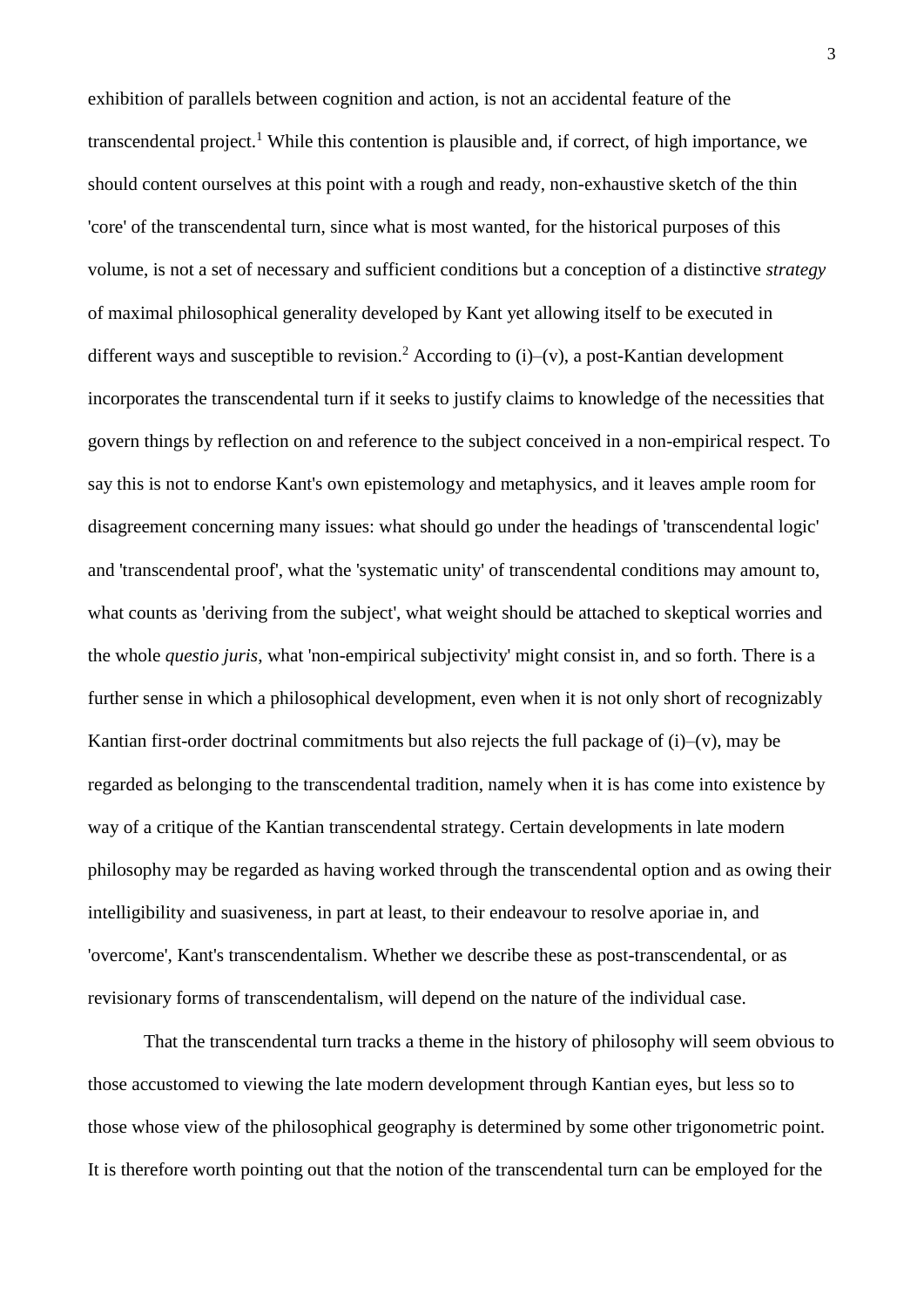exhibition of parallels between cognition and action, is not an accidental feature of the transcendental project.[1] While this contention is plausible and, if correct, of high importance, we should content ourselves at this point with a rough and ready, non-exhaustive sketch of the thin 'core' of the transcendental turn, since what is most wanted, for the historical purposes of this volume, is not a set of necessary and sufficient conditions but a conception of a distinctive *strategy* of maximal philosophical generality developed by Kant yet allowing itself to be executed in different ways and susceptible to revision.[2] According to (i)–(v), a post-Kantian development incorporates the transcendental turn if it seeks to justify claims to knowledge of the necessities that govern things by reflection on and reference to the subject conceived in a non-empirical respect. To say this is not to endorse Kant's own epistemology and metaphysics, and it leaves ample room for disagreement concerning many issues: what should go under the headings of 'transcendental logic' and 'transcendental proof', what the 'systematic unity' of transcendental conditions may amount to, what counts as 'deriving from the subject', what weight should be attached to skeptical worries and the whole *questio juris*, what 'non-empirical subjectivity' might consist in, and so forth. There is a further sense in which a philosophical development, even when it is not only short of recognizably Kantian first-order doctrinal commitments but also rejects the full package of (i)–(v), may be regarded as belonging to the transcendental tradition, namely when it is has come into existence by way of a critique of the Kantian transcendental strategy. Certain developments in late modern philosophy may be regarded as having worked through the transcendental option and as owing their intelligibility and suasiveness, in part at least, to their endeavour to resolve aporiae in, and 'overcome', Kant's transcendentalism. Whether we describe these as post-transcendental, or as revisionary forms of transcendentalism, will depend on the nature of the individual case.

That the transcendental turn tracks a theme in the history of philosophy will seem obvious to those accustomed to viewing the late modern development through Kantian eyes, but less so to those whose view of the philosophical geography is determined by some other trigonometric point. It is therefore worth pointing out that the notion of the transcendental turn can be employed for the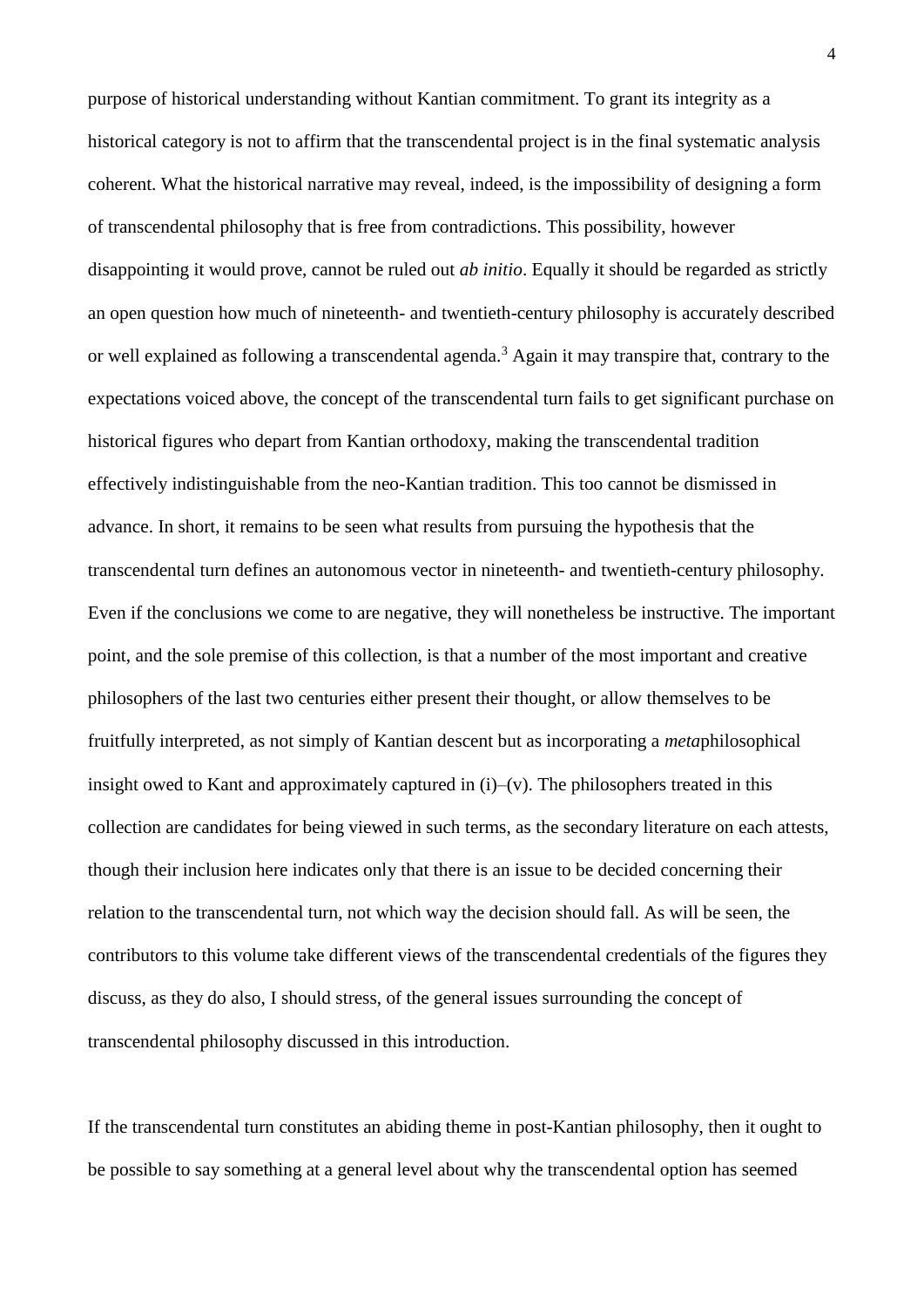purpose of historical understanding without Kantian commitment. To grant its integrity as a historical category is not to affirm that the transcendental project is in the final systematic analysis coherent. What the historical narrative may reveal, indeed, is the impossibility of designing a form of transcendental philosophy that is free from contradictions. This possibility, however disappointing it would prove, cannot be ruled out *ab initio*. Equally it should be regarded as strictly an open question how much of nineteenth- and twentieth-century philosophy is accurately described or well explained as following a transcendental agenda.[3] Again it may transpire that, contrary to the expectations voiced above, the concept of the transcendental turn fails to get significant purchase on historical figures who depart from Kantian orthodoxy, making the transcendental tradition effectively indistinguishable from the neo-Kantian tradition. This too cannot be dismissed in advance. In short, it remains to be seen what results from pursuing the hypothesis that the transcendental turn defines an autonomous vector in nineteenth- and twentieth-century philosophy. Even if the conclusions we come to are negative, they will nonetheless be instructive. The important point, and the sole premise of this collection, is that a number of the most important and creative philosophers of the last two centuries either present their thought, or allow themselves to be fruitfully interpreted, as not simply of Kantian descent but as incorporating a *meta*philosophical insight owed to Kant and approximately captured in (i)–(v). The philosophers treated in this collection are candidates for being viewed in such terms, as the secondary literature on each attests, though their inclusion here indicates only that there is an issue to be decided concerning their relation to the transcendental turn, not which way the decision should fall. As will be seen, the contributors to this volume take different views of the transcendental credentials of the figures they discuss, as they do also, I should stress, of the general issues surrounding the concept of transcendental philosophy discussed in this introduction.

If the transcendental turn constitutes an abiding theme in post-Kantian philosophy, then it ought to be possible to say something at a general level about why the transcendental option has seemed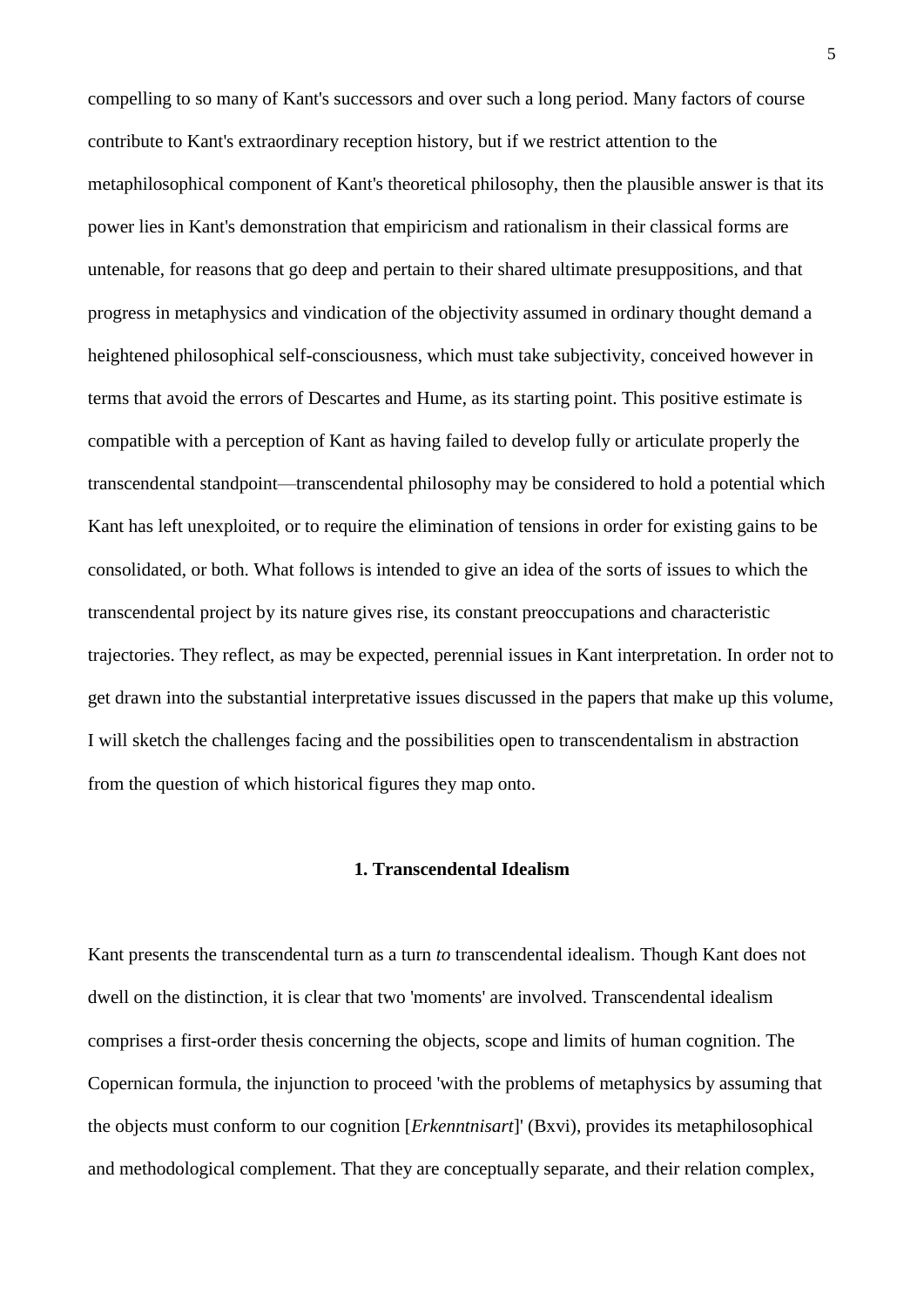compelling to so many of Kant's successors and over such a long period. Many factors of course contribute to Kant's extraordinary reception history, but if we restrict attention to the metaphilosophical component of Kant's theoretical philosophy, then the plausible answer is that its power lies in Kant's demonstration that empiricism and rationalism in their classical forms are untenable, for reasons that go deep and pertain to their shared ultimate presuppositions, and that progress in metaphysics and vindication of the objectivity assumed in ordinary thought demand a heightened philosophical self-consciousness, which must take subjectivity, conceived however in terms that avoid the errors of Descartes and Hume, as its starting point. This positive estimate is compatible with a perception of Kant as having failed to develop fully or articulate properly the transcendental standpoint—transcendental philosophy may be considered to hold a potential which Kant has left unexploited, or to require the elimination of tensions in order for existing gains to be consolidated, or both. What follows is intended to give an idea of the sorts of issues to which the transcendental project by its nature gives rise, its constant preoccupations and characteristic trajectories. They reflect, as may be expected, perennial issues in Kant interpretation. In order not to get drawn into the substantial interpretative issues discussed in the papers that make up this volume, I will sketch the challenges facing and the possibilities open to transcendentalism in abstraction from the question of which historical figures they map onto.

## 1. Transcendental Idealism

Kant presents the transcendental turn as a turn *to* transcendental idealism. Though Kant does not dwell on the distinction, it is clear that two 'moments' are involved. Transcendental idealism comprises a first-order thesis concerning the objects, scope and limits of human cognition. The Copernican formula, the injunction to proceed 'with the problems of metaphysics by assuming that the objects must conform to our cognition [*Erkenntnisart*]' (Bxvi), provides its metaphilosophical and methodological complement. That they are conceptually separate, and their relation complex,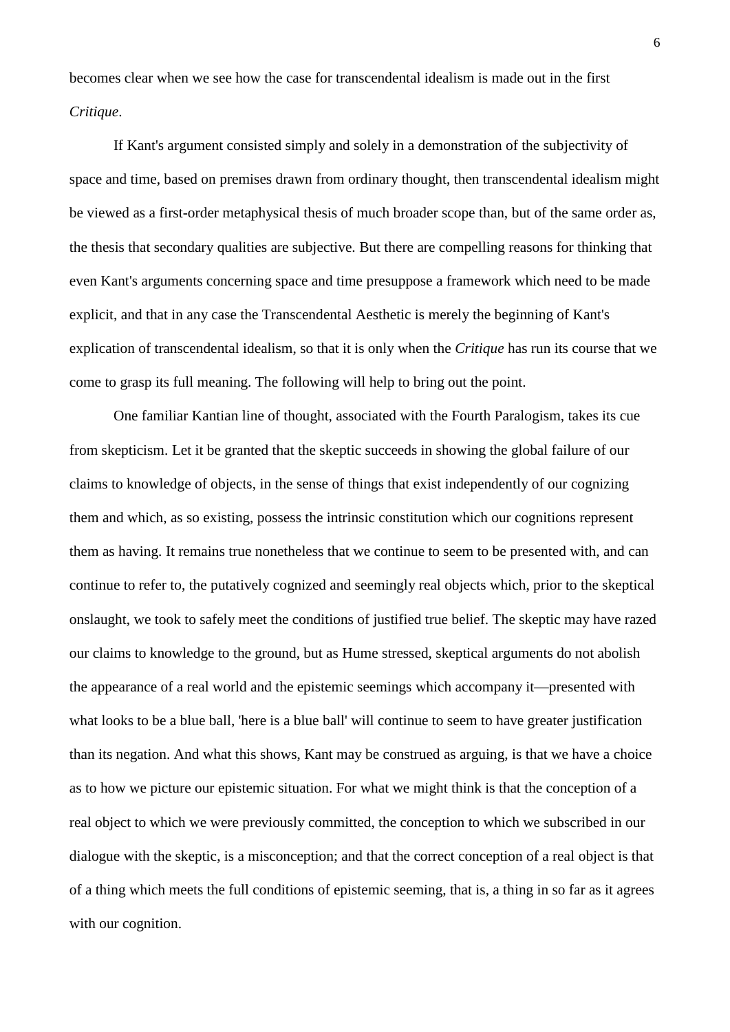becomes clear when we see how the case for transcendental idealism is made out in the first *Critique*.

If Kant's argument consisted simply and solely in a demonstration of the subjectivity of space and time, based on premises drawn from ordinary thought, then transcendental idealism might be viewed as a first-order metaphysical thesis of much broader scope than, but of the same order as, the thesis that secondary qualities are subjective. But there are compelling reasons for thinking that even Kant's arguments concerning space and time presuppose a framework which need to be made explicit, and that in any case the Transcendental Aesthetic is merely the beginning of Kant's explication of transcendental idealism, so that it is only when the *Critique* has run its course that we come to grasp its full meaning. The following will help to bring out the point.

One familiar Kantian line of thought, associated with the Fourth Paralogism, takes its cue from skepticism. Let it be granted that the skeptic succeeds in showing the global failure of our claims to knowledge of objects, in the sense of things that exist independently of our cognizing them and which, as so existing, possess the intrinsic constitution which our cognitions represent them as having. It remains true nonetheless that we continue to seem to be presented with, and can continue to refer to, the putatively cognized and seemingly real objects which, prior to the skeptical onslaught, we took to safely meet the conditions of justified true belief. The skeptic may have razed our claims to knowledge to the ground, but as Hume stressed, skeptical arguments do not abolish the appearance of a real world and the epistemic seemings which accompany it—presented with what looks to be a blue ball, 'here is a blue ball' will continue to seem to have greater justification than its negation. And what this shows, Kant may be construed as arguing, is that we have a choice as to how we picture our epistemic situation. For what we might think is that the conception of a real object to which we were previously committed, the conception to which we subscribed in our dialogue with the skeptic, is a misconception; and that the correct conception of a real object is that of a thing which meets the full conditions of epistemic seeming, that is, a thing in so far as it agrees with our cognition.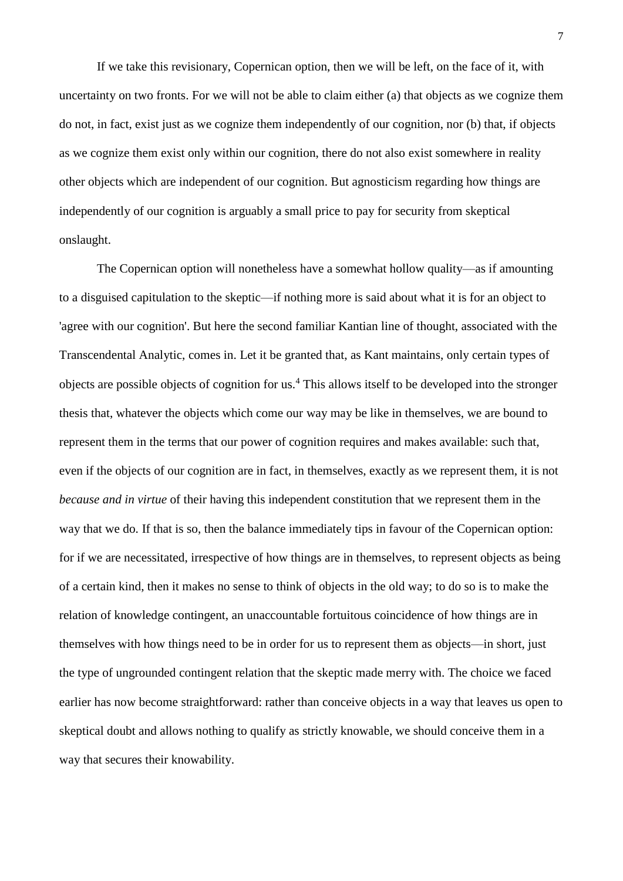If we take this revisionary, Copernican option, then we will be left, on the face of it, with uncertainty on two fronts. For we will not be able to claim either (a) that objects as we cognize them do not, in fact, exist just as we cognize them independently of our cognition, nor (b) that, if objects as we cognize them exist only within our cognition, there do not also exist somewhere in reality other objects which are independent of our cognition. But agnosticism regarding how things are independently of our cognition is arguably a small price to pay for security from skeptical onslaught.

The Copernican option will nonetheless have a somewhat hollow quality—as if amounting to a disguised capitulation to the skeptic—if nothing more is said about what it is for an object to 'agree with our cognition'. But here the second familiar Kantian line of thought, associated with the Transcendental Analytic, comes in. Let it be granted that, as Kant maintains, only certain types of objects are possible objects of cognition for us.[4] This allows itself to be developed into the stronger thesis that, whatever the objects which come our way may be like in themselves, we are bound to represent them in the terms that our power of cognition requires and makes available: such that, even if the objects of our cognition are in fact, in themselves, exactly as we represent them, it is not *because and in virtue* of their having this independent constitution that we represent them in the way that we do. If that is so, then the balance immediately tips in favour of the Copernican option: for if we are necessitated, irrespective of how things are in themselves, to represent objects as being of a certain kind, then it makes no sense to think of objects in the old way; to do so is to make the relation of knowledge contingent, an unaccountable fortuitous coincidence of how things are in themselves with how things need to be in order for us to represent them as objects—in short, just the type of ungrounded contingent relation that the skeptic made merry with. The choice we faced earlier has now become straightforward: rather than conceive objects in a way that leaves us open to skeptical doubt and allows nothing to qualify as strictly knowable, we should conceive them in a way that secures their knowability.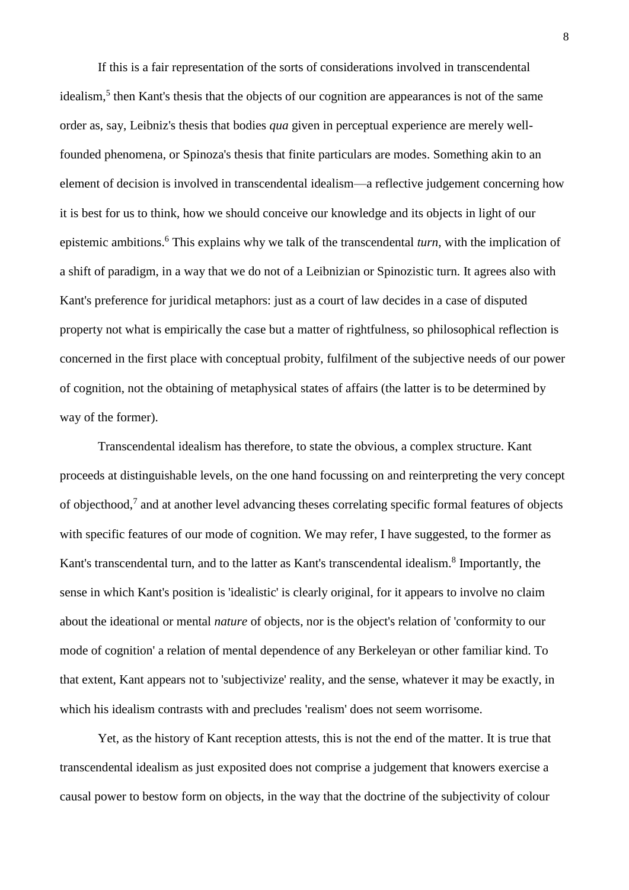If this is a fair representation of the sorts of considerations involved in transcendental idealism,[5] then Kant's thesis that the objects of our cognition are appearances is not of the same order as, say, Leibniz's thesis that bodies *qua* given in perceptual experience are merely well-founded phenomena, or Spinoza's thesis that finite particulars are modes. Something akin to an element of decision is involved in transcendental idealism—a reflective judgement concerning how it is best for us to think, how we should conceive our knowledge and its objects in light of our epistemic ambitions.[6] This explains why we talk of the transcendental *turn*, with the implication of a shift of paradigm, in a way that we do not of a Leibnizian or Spinozistic turn. It agrees also with Kant's preference for juridical metaphors: just as a court of law decides in a case of disputed property not what is empirically the case but a matter of rightfulness, so philosophical reflection is concerned in the first place with conceptual probity, fulfilment of the subjective needs of our power of cognition, not the obtaining of metaphysical states of affairs (the latter is to be determined by way of the former).

Transcendental idealism has therefore, to state the obvious, a complex structure. Kant proceeds at distinguishable levels, on the one hand focussing on and reinterpreting the very concept of objecthood,[7] and at another level advancing theses correlating specific formal features of objects with specific features of our mode of cognition. We may refer, I have suggested, to the former as Kant's transcendental turn, and to the latter as Kant's transcendental idealism.[8] Importantly, the sense in which Kant's position is 'idealistic' is clearly original, for it appears to involve no claim about the ideational or mental *nature* of objects, nor is the object's relation of 'conformity to our mode of cognition' a relation of mental dependence of any Berkeleyan or other familiar kind. To that extent, Kant appears not to 'subjectivize' reality, and the sense, whatever it may be exactly, in which his idealism contrasts with and precludes 'realism' does not seem worrisome.

Yet, as the history of Kant reception attests, this is not the end of the matter. It is true that transcendental idealism as just exposited does not comprise a judgement that knowers exercise a causal power to bestow form on objects, in the way that the doctrine of the subjectivity of colour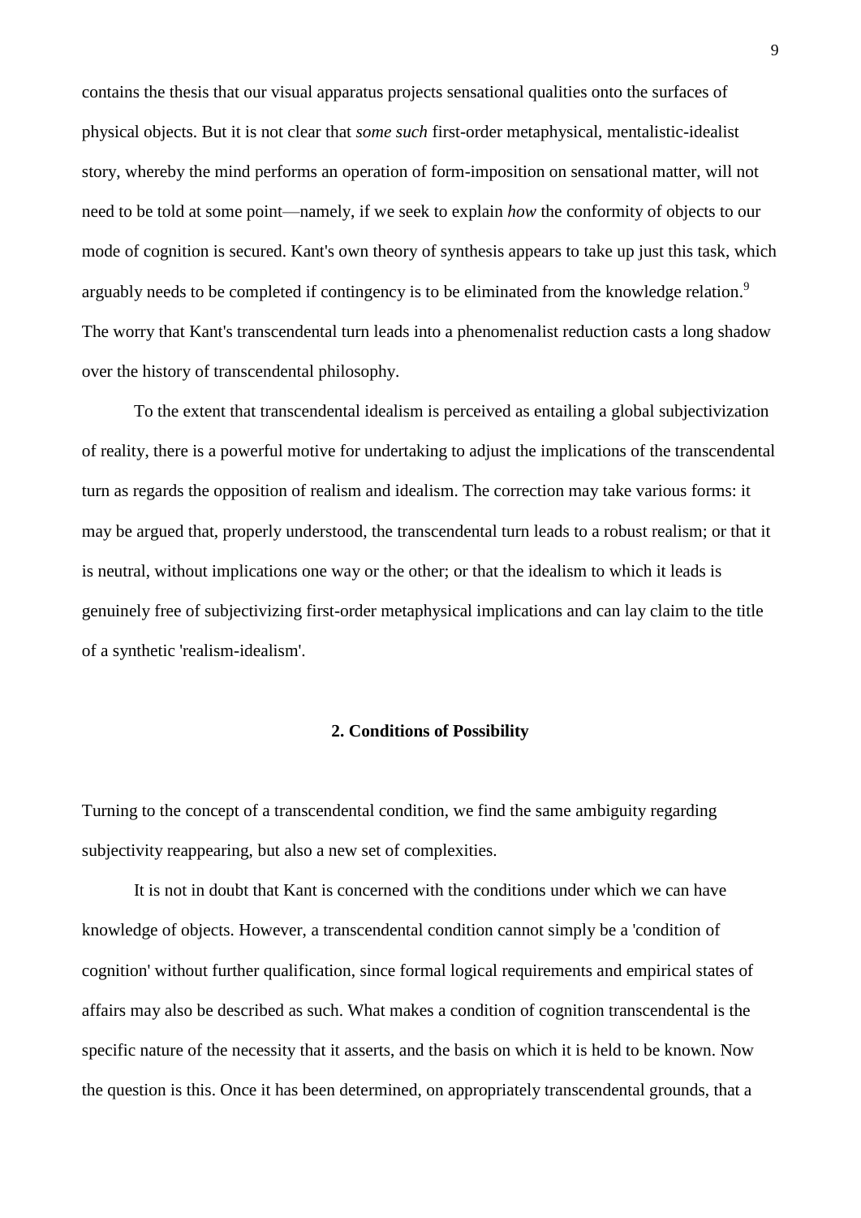contains the thesis that our visual apparatus projects sensational qualities onto the surfaces of physical objects. But it is not clear that *some such* first-order metaphysical, mentalistic-idealist story, whereby the mind performs an operation of form-imposition on sensational matter, will not need to be told at some point—namely, if we seek to explain *how* the conformity of objects to our mode of cognition is secured. Kant's own theory of synthesis appears to take up just this task, which arguably needs to be completed if contingency is to be eliminated from the knowledge relation.[9] The worry that Kant's transcendental turn leads into a phenomenalist reduction casts a long shadow over the history of transcendental philosophy.

To the extent that transcendental idealism is perceived as entailing a global subjectivization of reality, there is a powerful motive for undertaking to adjust the implications of the transcendental turn as regards the opposition of realism and idealism. The correction may take various forms: it may be argued that, properly understood, the transcendental turn leads to a robust realism; or that it is neutral, without implications one way or the other; or that the idealism to which it leads is genuinely free of subjectivizing first-order metaphysical implications and can lay claim to the title of a synthetic 'realism-idealism'.

## 2. Conditions of Possibility

Turning to the concept of a transcendental condition, we find the same ambiguity regarding subjectivity reappearing, but also a new set of complexities.

It is not in doubt that Kant is concerned with the conditions under which we can have knowledge of objects. However, a transcendental condition cannot simply be a 'condition of cognition' without further qualification, since formal logical requirements and empirical states of affairs may also be described as such. What makes a condition of cognition transcendental is the specific nature of the necessity that it asserts, and the basis on which it is held to be known. Now the question is this. Once it has been determined, on appropriately transcendental grounds, that a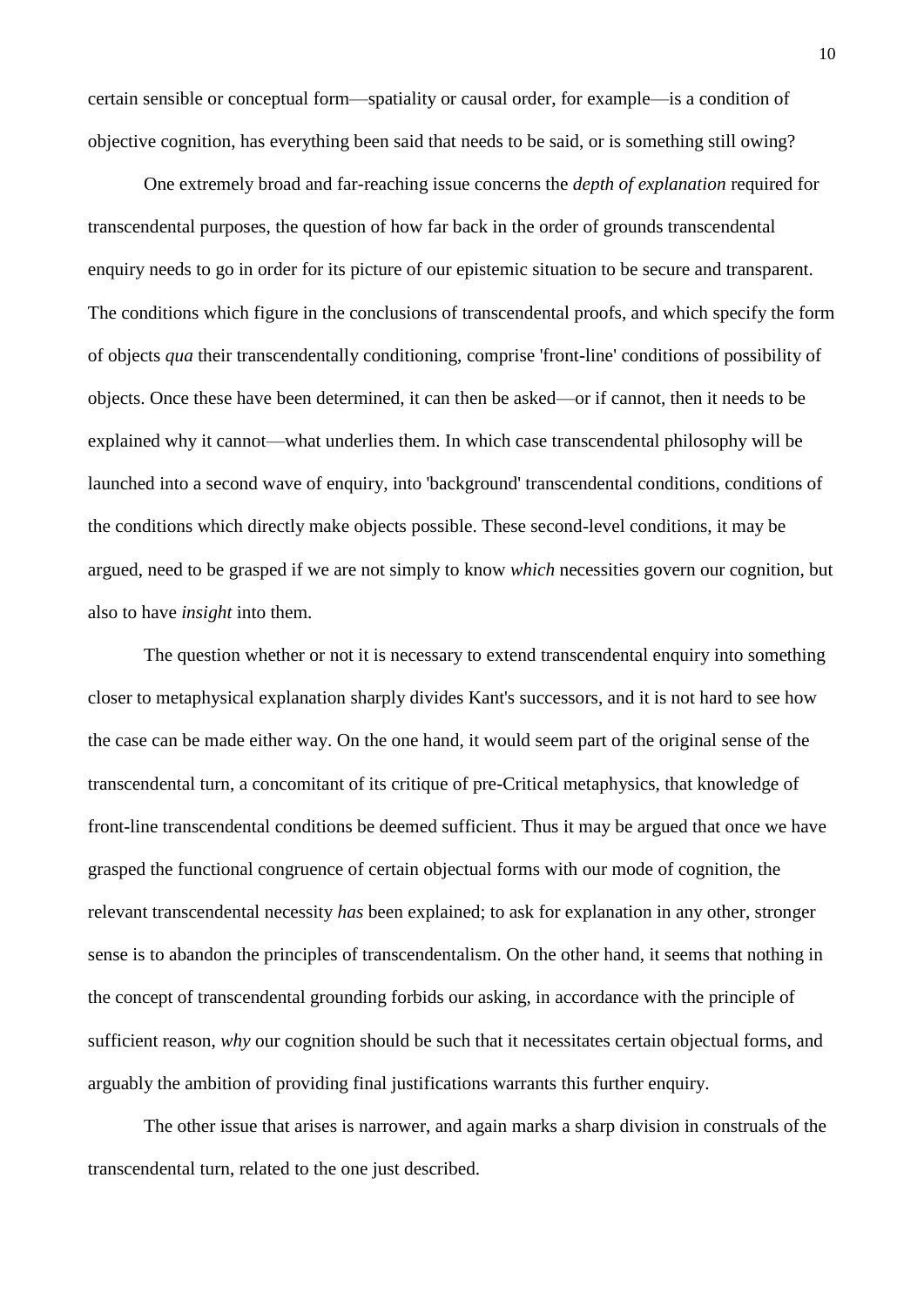certain sensible or conceptual form—spatiality or causal order, for example—is a condition of objective cognition, has everything been said that needs to be said, or is something still owing?

One extremely broad and far-reaching issue concerns the *depth of explanation* required for transcendental purposes, the question of how far back in the order of grounds transcendental enquiry needs to go in order for its picture of our epistemic situation to be secure and transparent. The conditions which figure in the conclusions of transcendental proofs, and which specify the form of objects *qua* their transcendentally conditioning, comprise 'front-line' conditions of possibility of objects. Once these have been determined, it can then be asked—or if cannot, then it needs to be explained why it cannot—what underlies them. In which case transcendental philosophy will be launched into a second wave of enquiry, into 'background' transcendental conditions, conditions of the conditions which directly make objects possible. These second-level conditions, it may be argued, need to be grasped if we are not simply to know *which* necessities govern our cognition, but also to have *insight* into them.

The question whether or not it is necessary to extend transcendental enquiry into something closer to metaphysical explanation sharply divides Kant's successors, and it is not hard to see how the case can be made either way. On the one hand, it would seem part of the original sense of the transcendental turn, a concomitant of its critique of pre-Critical metaphysics, that knowledge of front-line transcendental conditions be deemed sufficient. Thus it may be argued that once we have grasped the functional congruence of certain objectual forms with our mode of cognition, the relevant transcendental necessity *has* been explained; to ask for explanation in any other, stronger sense is to abandon the principles of transcendentalism. On the other hand, it seems that nothing in the concept of transcendental grounding forbids our asking, in accordance with the principle of sufficient reason, *why* our cognition should be such that it necessitates certain objectual forms, and arguably the ambition of providing final justifications warrants this further enquiry.

The other issue that arises is narrower, and again marks a sharp division in construals of the transcendental turn, related to the one just described.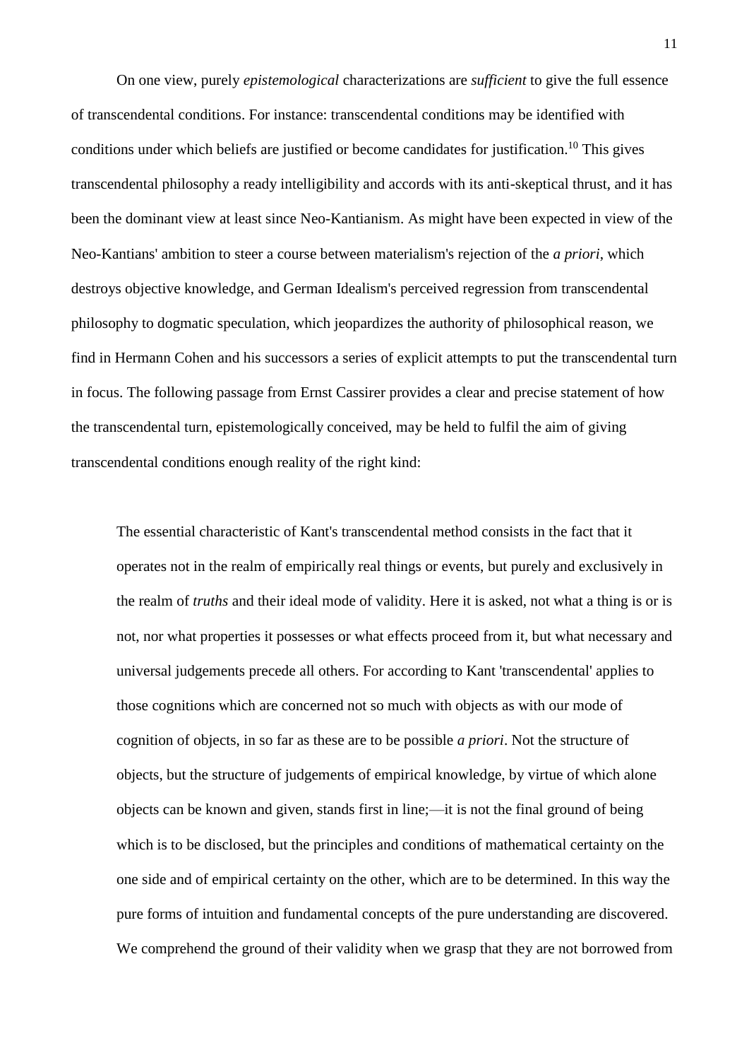On one view, purely *epistemological* characterizations are *sufficient* to give the full essence of transcendental conditions. For instance: transcendental conditions may be identified with conditions under which beliefs are justified or become candidates for justification.[10] This gives transcendental philosophy a ready intelligibility and accords with its anti-skeptical thrust, and it has been the dominant view at least since Neo-Kantianism. As might have been expected in view of the Neo-Kantians' ambition to steer a course between materialism's rejection of the *a priori*, which destroys objective knowledge, and German Idealism's perceived regression from transcendental philosophy to dogmatic speculation, which jeopardizes the authority of philosophical reason, we find in Hermann Cohen and his successors a series of explicit attempts to put the transcendental turn in focus. The following passage from Ernst Cassirer provides a clear and precise statement of how the transcendental turn, epistemologically conceived, may be held to fulfil the aim of giving transcendental conditions enough reality of the right kind:

> The essential characteristic of Kant's transcendental method consists in the fact that it operates not in the realm of empirically real things or events, but purely and exclusively in the realm of *truths* and their ideal mode of validity. Here it is asked, not what a thing is or is not, nor what properties it possesses or what effects proceed from it, but what necessary and universal judgements precede all others. For according to Kant 'transcendental' applies to those cognitions which are concerned not so much with objects as with our mode of cognition of objects, in so far as these are to be possible *a priori*. Not the structure of objects, but the structure of judgements of empirical knowledge, by virtue of which alone objects can be known and given, stands first in line;—it is not the final ground of being which is to be disclosed, but the principles and conditions of mathematical certainty on the one side and of empirical certainty on the other, which are to be determined. In this way the pure forms of intuition and fundamental concepts of the pure understanding are discovered. We comprehend the ground of their validity when we grasp that they are not borrowed from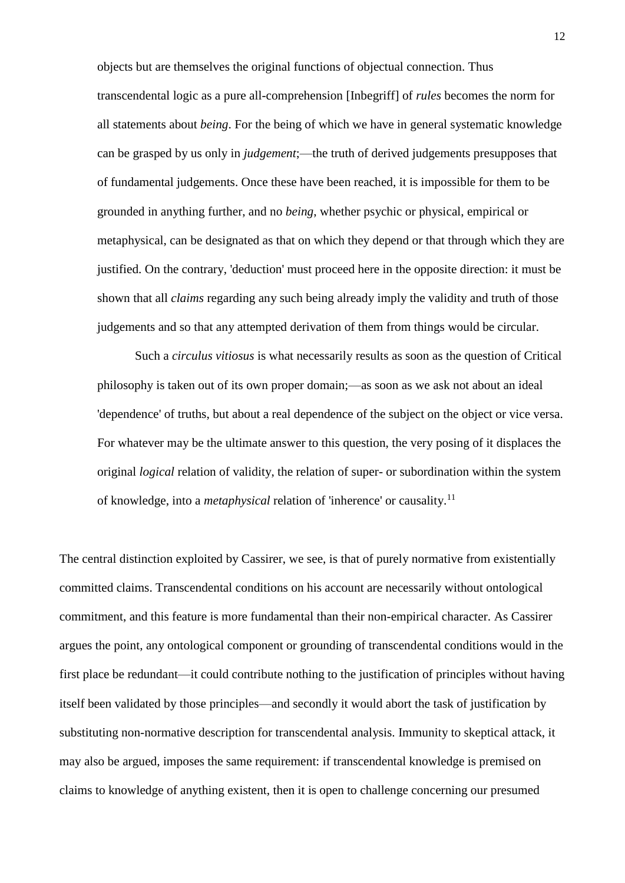> objects but are themselves the original functions of objectual connection. Thus transcendental logic as a pure all-comprehension [Inbegriff] of *rules* becomes the norm for all statements about *being*. For the being of which we have in general systematic knowledge can be grasped by us only in *judgement*;—the truth of derived judgements presupposes that of fundamental judgements. Once these have been reached, it is impossible for them to be grounded in anything further, and no *being*, whether psychic or physical, empirical or metaphysical, can be designated as that on which they depend or that through which they are justified. On the contrary, 'deduction' must proceed here in the opposite direction: it must be shown that all *claims* regarding any such being already imply the validity and truth of those judgements and so that any attempted derivation of them from things would be circular.
>
> Such a *circulus vitiosus* is what necessarily results as soon as the question of Critical philosophy is taken out of its own proper domain;—as soon as we ask not about an ideal 'dependence' of truths, but about a real dependence of the subject on the object or vice versa. For whatever may be the ultimate answer to this question, the very posing of it displaces the original *logical* relation of validity, the relation of super- or subordination within the system of knowledge, into a *metaphysical* relation of 'inherence' or causality.[11]

The central distinction exploited by Cassirer, we see, is that of purely normative from existentially committed claims. Transcendental conditions on his account are necessarily without ontological commitment, and this feature is more fundamental than their non-empirical character. As Cassirer argues the point, any ontological component or grounding of transcendental conditions would in the first place be redundant—it could contribute nothing to the justification of principles without having itself been validated by those principles—and secondly it would abort the task of justification by substituting non-normative description for transcendental analysis. Immunity to skeptical attack, it may also be argued, imposes the same requirement: if transcendental knowledge is premised on claims to knowledge of anything existent, then it is open to challenge concerning our presumed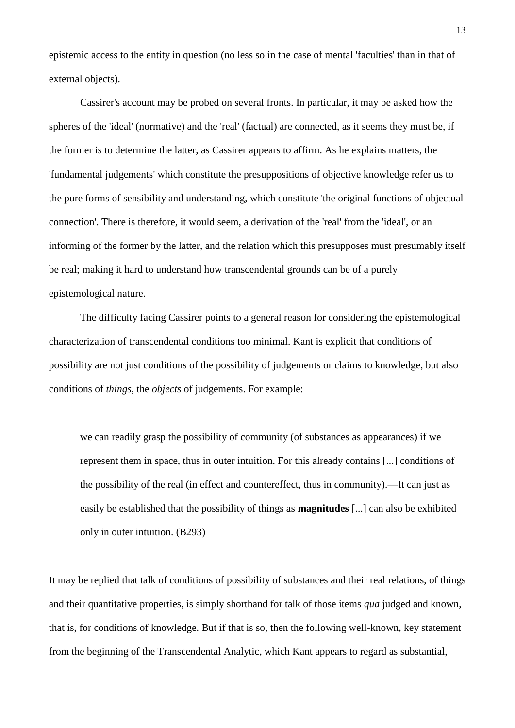epistemic access to the entity in question (no less so in the case of mental 'faculties' than in that of external objects).

Cassirer's account may be probed on several fronts. In particular, it may be asked how the spheres of the 'ideal' (normative) and the 'real' (factual) are connected, as it seems they must be, if the former is to determine the latter, as Cassirer appears to affirm. As he explains matters, the 'fundamental judgements' which constitute the presuppositions of objective knowledge refer us to the pure forms of sensibility and understanding, which constitute 'the original functions of objectual connection'. There is therefore, it would seem, a derivation of the 'real' from the 'ideal', or an informing of the former by the latter, and the relation which this presupposes must presumably itself be real; making it hard to understand how transcendental grounds can be of a purely epistemological nature.

The difficulty facing Cassirer points to a general reason for considering the epistemological characterization of transcendental conditions too minimal. Kant is explicit that conditions of possibility are not just conditions of the possibility of judgements or claims to knowledge, but also conditions of *things*, the *objects* of judgements. For example:

> we can readily grasp the possibility of community (of substances as appearances) if we represent them in space, thus in outer intuition. For this already contains [...] conditions of the possibility of the real (in effect and countereffect, thus in community).—It can just as easily be established that the possibility of things as **magnitudes** [...] can also be exhibited only in outer intuition. (B293)

It may be replied that talk of conditions of possibility of substances and their real relations, of things and their quantitative properties, is simply shorthand for talk of those items *qua* judged and known, that is, for conditions of knowledge. But if that is so, then the following well-known, key statement from the beginning of the Transcendental Analytic, which Kant appears to regard as substantial,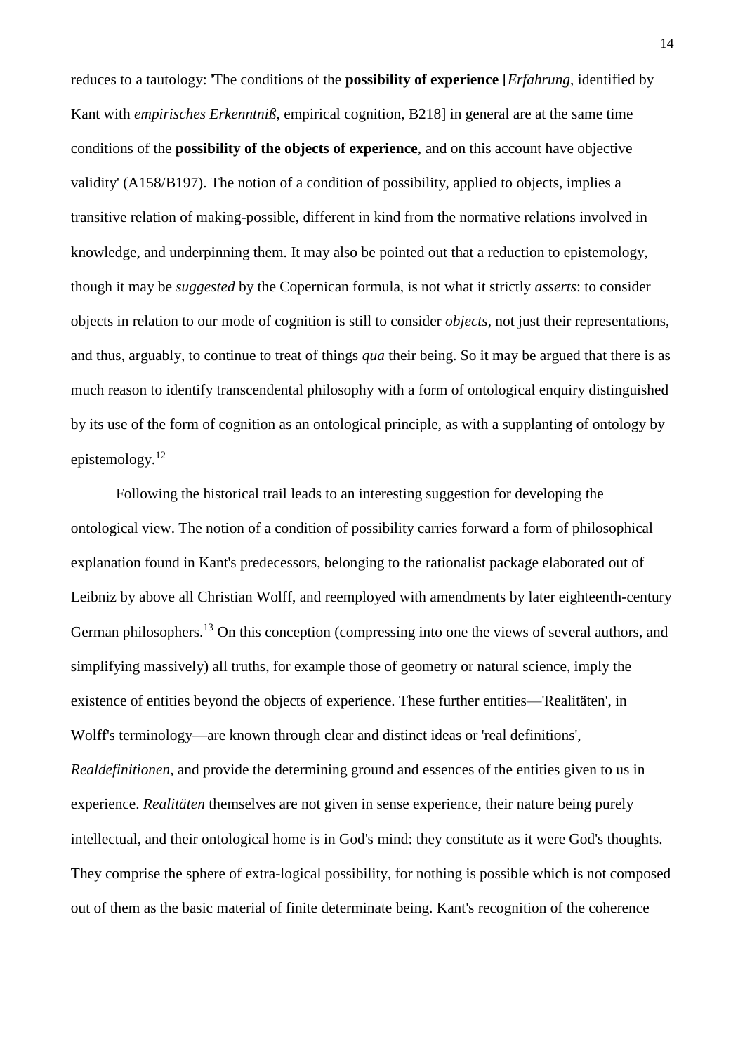reduces to a tautology: 'The conditions of the **possibility of experience** [*Erfahrung*, identified by Kant with *empirisches Erkenntniß*, empirical cognition, B218] in general are at the same time conditions of the **possibility of the objects of experience**, and on this account have objective validity' (A158/B197). The notion of a condition of possibility, applied to objects, implies a transitive relation of making-possible, different in kind from the normative relations involved in knowledge, and underpinning them. It may also be pointed out that a reduction to epistemology, though it may be *suggested* by the Copernican formula, is not what it strictly *asserts*: to consider objects in relation to our mode of cognition is still to consider *objects*, not just their representations, and thus, arguably, to continue to treat of things *qua* their being. So it may be argued that there is as much reason to identify transcendental philosophy with a form of ontological enquiry distinguished by its use of the form of cognition as an ontological principle, as with a supplanting of ontology by epistemology.[12]

Following the historical trail leads to an interesting suggestion for developing the ontological view. The notion of a condition of possibility carries forward a form of philosophical explanation found in Kant's predecessors, belonging to the rationalist package elaborated out of Leibniz by above all Christian Wolff, and reemployed with amendments by later eighteenth-century German philosophers.[13] On this conception (compressing into one the views of several authors, and simplifying massively) all truths, for example those of geometry or natural science, imply the existence of entities beyond the objects of experience. These further entities—'Realitäten', in Wolff's terminology—are known through clear and distinct ideas or 'real definitions', *Realdefinitionen*, and provide the determining ground and essences of the entities given to us in experience. *Realitäten* themselves are not given in sense experience, their nature being purely intellectual, and their ontological home is in God's mind: they constitute as it were God's thoughts. They comprise the sphere of extra-logical possibility, for nothing is possible which is not composed out of them as the basic material of finite determinate being. Kant's recognition of the coherence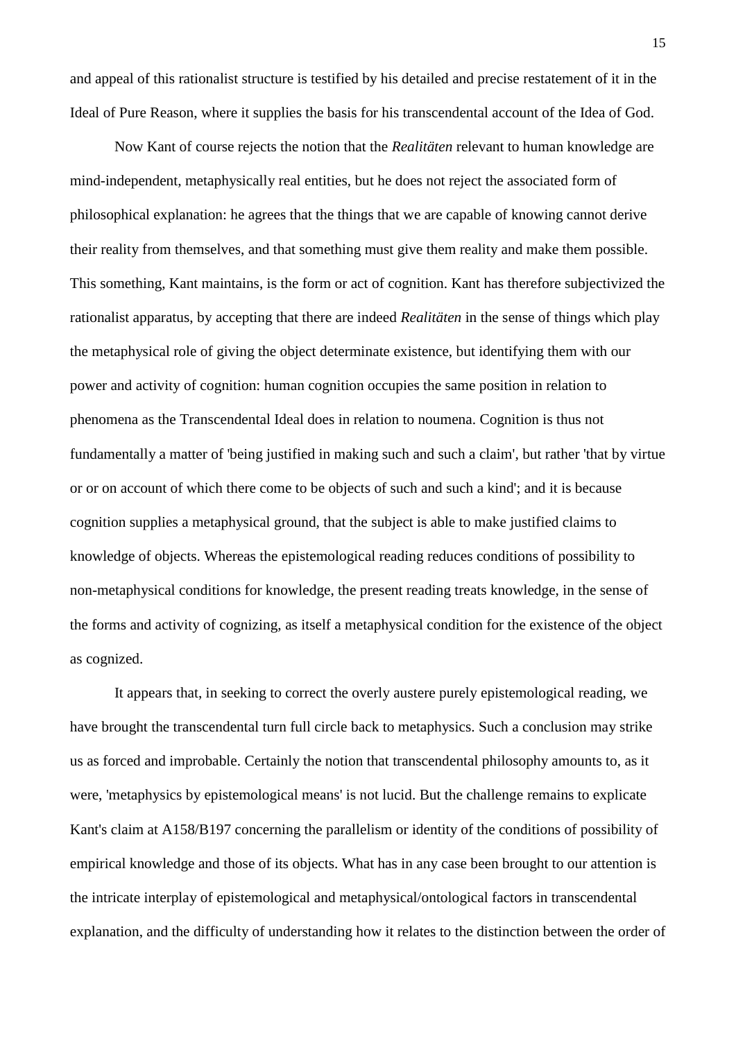and appeal of this rationalist structure is testified by his detailed and precise restatement of it in the Ideal of Pure Reason, where it supplies the basis for his transcendental account of the Idea of God.

Now Kant of course rejects the notion that the *Realitäten* relevant to human knowledge are mind-independent, metaphysically real entities, but he does not reject the associated form of philosophical explanation: he agrees that the things that we are capable of knowing cannot derive their reality from themselves, and that something must give them reality and make them possible. This something, Kant maintains, is the form or act of cognition. Kant has therefore subjectivized the rationalist apparatus, by accepting that there are indeed *Realitäten* in the sense of things which play the metaphysical role of giving the object determinate existence, but identifying them with our power and activity of cognition: human cognition occupies the same position in relation to phenomena as the Transcendental Ideal does in relation to noumena. Cognition is thus not fundamentally a matter of 'being justified in making such and such a claim', but rather 'that by virtue or or on account of which there come to be objects of such and such a kind'; and it is because cognition supplies a metaphysical ground, that the subject is able to make justified claims to knowledge of objects. Whereas the epistemological reading reduces conditions of possibility to non-metaphysical conditions for knowledge, the present reading treats knowledge, in the sense of the forms and activity of cognizing, as itself a metaphysical condition for the existence of the object as cognized.

It appears that, in seeking to correct the overly austere purely epistemological reading, we have brought the transcendental turn full circle back to metaphysics. Such a conclusion may strike us as forced and improbable. Certainly the notion that transcendental philosophy amounts to, as it were, 'metaphysics by epistemological means' is not lucid. But the challenge remains to explicate Kant's claim at A158/B197 concerning the parallelism or identity of the conditions of possibility of empirical knowledge and those of its objects. What has in any case been brought to our attention is the intricate interplay of epistemological and metaphysical/ontological factors in transcendental explanation, and the difficulty of understanding how it relates to the distinction between the order of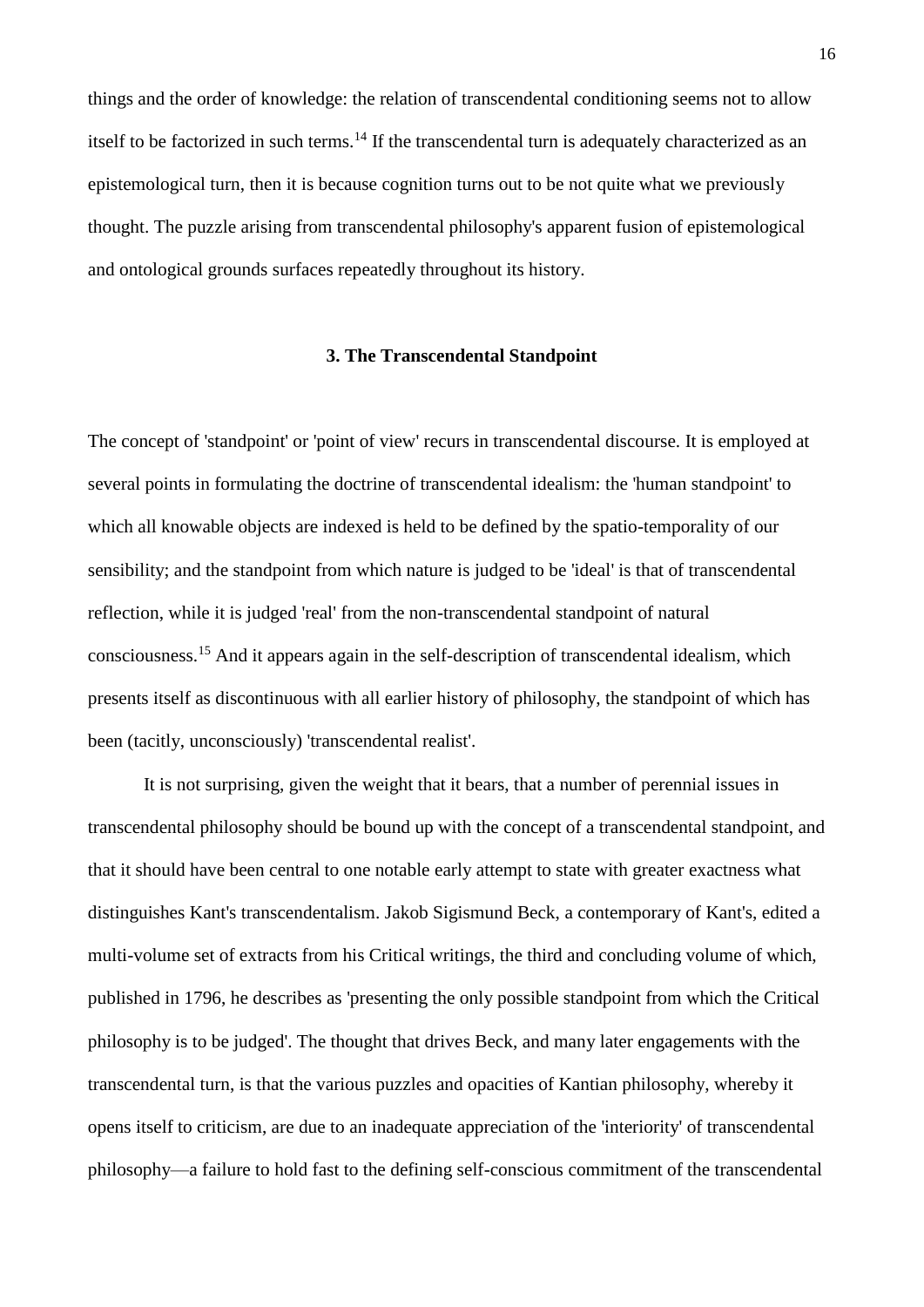things and the order of knowledge: the relation of transcendental conditioning seems not to allow itself to be factorized in such terms.[14] If the transcendental turn is adequately characterized as an epistemological turn, then it is because cognition turns out to be not quite what we previously thought. The puzzle arising from transcendental philosophy's apparent fusion of epistemological and ontological grounds surfaces repeatedly throughout its history.

### 3. The Transcendental Standpoint

The concept of 'standpoint' or 'point of view' recurs in transcendental discourse. It is employed at several points in formulating the doctrine of transcendental idealism: the 'human standpoint' to which all knowable objects are indexed is held to be defined by the spatio-temporality of our sensibility; and the standpoint from which nature is judged to be 'ideal' is that of transcendental reflection, while it is judged 'real' from the non-transcendental standpoint of natural consciousness.[15] And it appears again in the self-description of transcendental idealism, which presents itself as discontinuous with all earlier history of philosophy, the standpoint of which has been (tacitly, unconsciously) 'transcendental realist'.

It is not surprising, given the weight that it bears, that a number of perennial issues in transcendental philosophy should be bound up with the concept of a transcendental standpoint, and that it should have been central to one notable early attempt to state with greater exactness what distinguishes Kant's transcendentalism. Jakob Sigismund Beck, a contemporary of Kant's, edited a multi-volume set of extracts from his Critical writings, the third and concluding volume of which, published in 1796, he describes as 'presenting the only possible standpoint from which the Critical philosophy is to be judged'. The thought that drives Beck, and many later engagements with the transcendental turn, is that the various puzzles and opacities of Kantian philosophy, whereby it opens itself to criticism, are due to an inadequate appreciation of the 'interiority' of transcendental philosophy—a failure to hold fast to the defining self-conscious commitment of the transcendental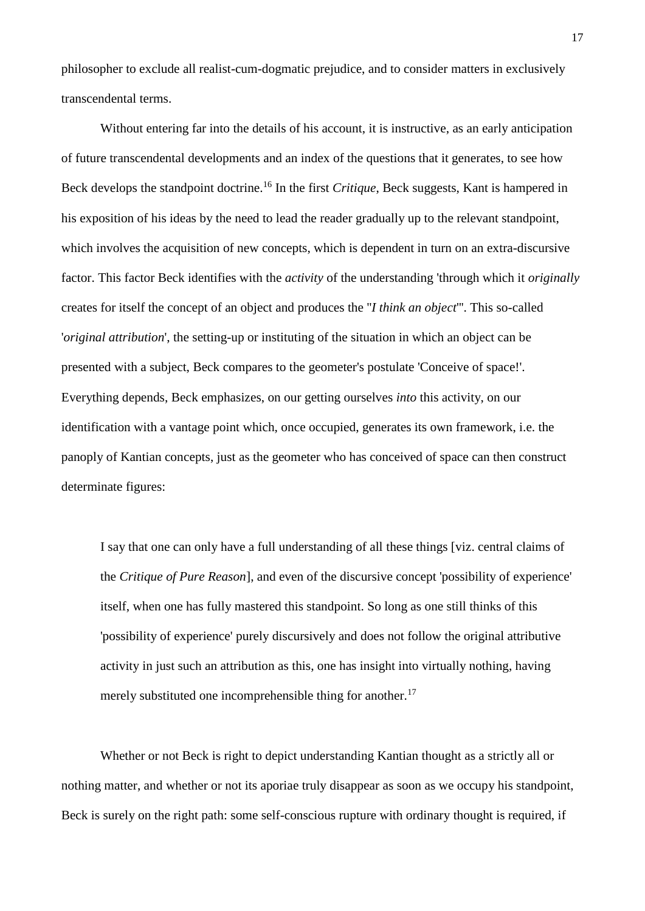philosopher to exclude all realist-cum-dogmatic prejudice, and to consider matters in exclusively transcendental terms.

Without entering far into the details of his account, it is instructive, as an early anticipation of future transcendental developments and an index of the questions that it generates, to see how Beck develops the standpoint doctrine.[16] In the first *Critique*, Beck suggests, Kant is hampered in his exposition of his ideas by the need to lead the reader gradually up to the relevant standpoint, which involves the acquisition of new concepts, which is dependent in turn on an extra-discursive factor. This factor Beck identifies with the *activity* of the understanding 'through which it *originally* creates for itself the concept of an object and produces the "*I think an object*"'. This so-called '*original attribution*', the setting-up or instituting of the situation in which an object can be presented with a subject, Beck compares to the geometer's postulate 'Conceive of space!'. Everything depends, Beck emphasizes, on our getting ourselves *into* this activity, on our identification with a vantage point which, once occupied, generates its own framework, i.e. the panoply of Kantian concepts, just as the geometer who has conceived of space can then construct determinate figures:

> I say that one can only have a full understanding of all these things [viz. central claims of the *Critique of Pure Reason*], and even of the discursive concept 'possibility of experience' itself, when one has fully mastered this standpoint. So long as one still thinks of this 'possibility of experience' purely discursively and does not follow the original attributive activity in just such an attribution as this, one has insight into virtually nothing, having merely substituted one incomprehensible thing for another.[17]

Whether or not Beck is right to depict understanding Kantian thought as a strictly all or nothing matter, and whether or not its aporiae truly disappear as soon as we occupy his standpoint, Beck is surely on the right path: some self-conscious rupture with ordinary thought is required, if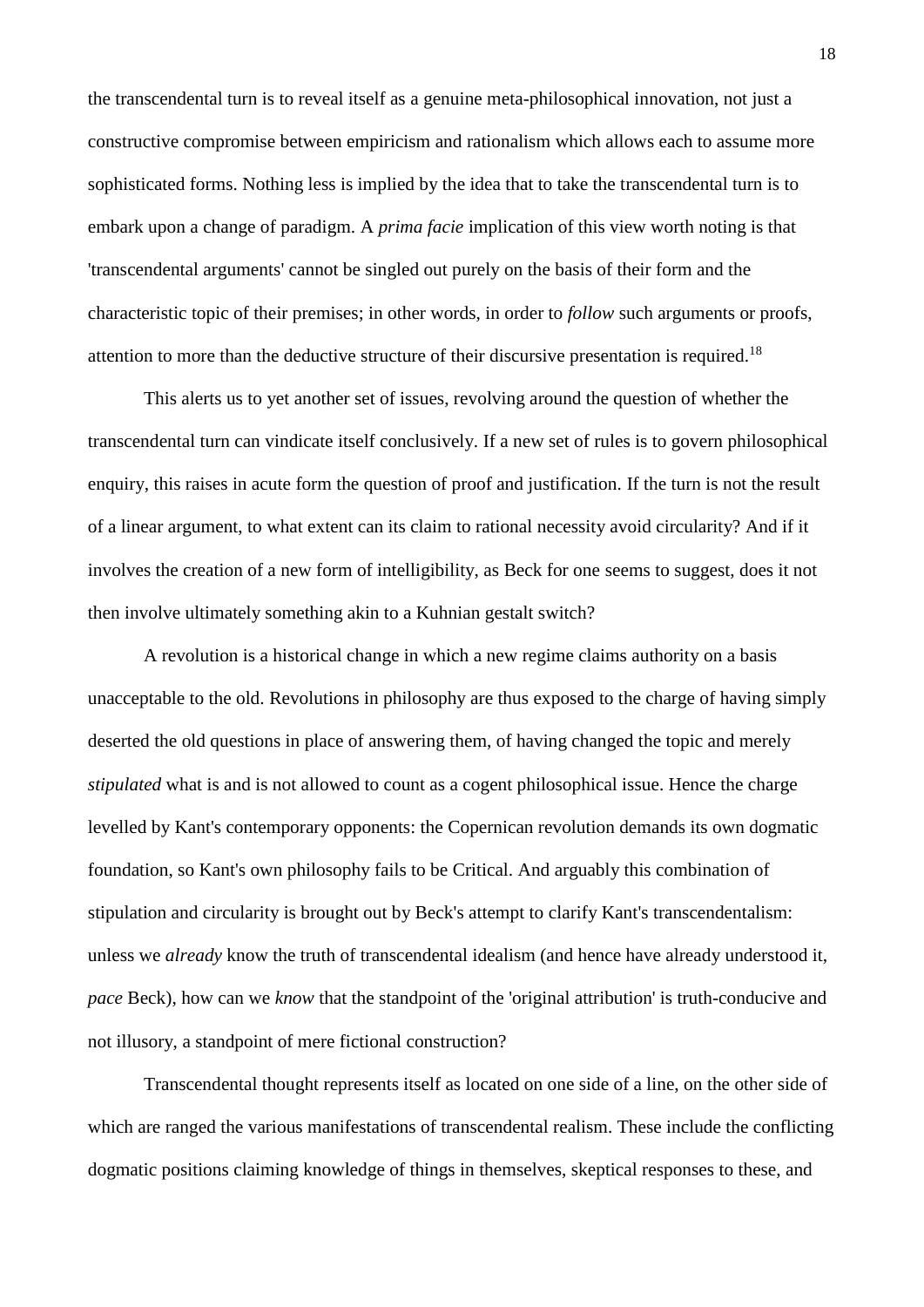the transcendental turn is to reveal itself as a genuine meta-philosophical innovation, not just a constructive compromise between empiricism and rationalism which allows each to assume more sophisticated forms. Nothing less is implied by the idea that to take the transcendental turn is to embark upon a change of paradigm. A *prima facie* implication of this view worth noting is that 'transcendental arguments' cannot be singled out purely on the basis of their form and the characteristic topic of their premises; in other words, in order to *follow* such arguments or proofs, attention to more than the deductive structure of their discursive presentation is required.[18]

This alerts us to yet another set of issues, revolving around the question of whether the transcendental turn can vindicate itself conclusively. If a new set of rules is to govern philosophical enquiry, this raises in acute form the question of proof and justification. If the turn is not the result of a linear argument, to what extent can its claim to rational necessity avoid circularity? And if it involves the creation of a new form of intelligibility, as Beck for one seems to suggest, does it not then involve ultimately something akin to a Kuhnian gestalt switch?

A revolution is a historical change in which a new regime claims authority on a basis unacceptable to the old. Revolutions in philosophy are thus exposed to the charge of having simply deserted the old questions in place of answering them, of having changed the topic and merely *stipulated* what is and is not allowed to count as a cogent philosophical issue. Hence the charge levelled by Kant's contemporary opponents: the Copernican revolution demands its own dogmatic foundation, so Kant's own philosophy fails to be Critical. And arguably this combination of stipulation and circularity is brought out by Beck's attempt to clarify Kant's transcendentalism: unless we *already* know the truth of transcendental idealism (and hence have already understood it, *pace* Beck), how can we *know* that the standpoint of the 'original attribution' is truth-conducive and not illusory, a standpoint of mere fictional construction?

Transcendental thought represents itself as located on one side of a line, on the other side of which are ranged the various manifestations of transcendental realism. These include the conflicting dogmatic positions claiming knowledge of things in themselves, skeptical responses to these, and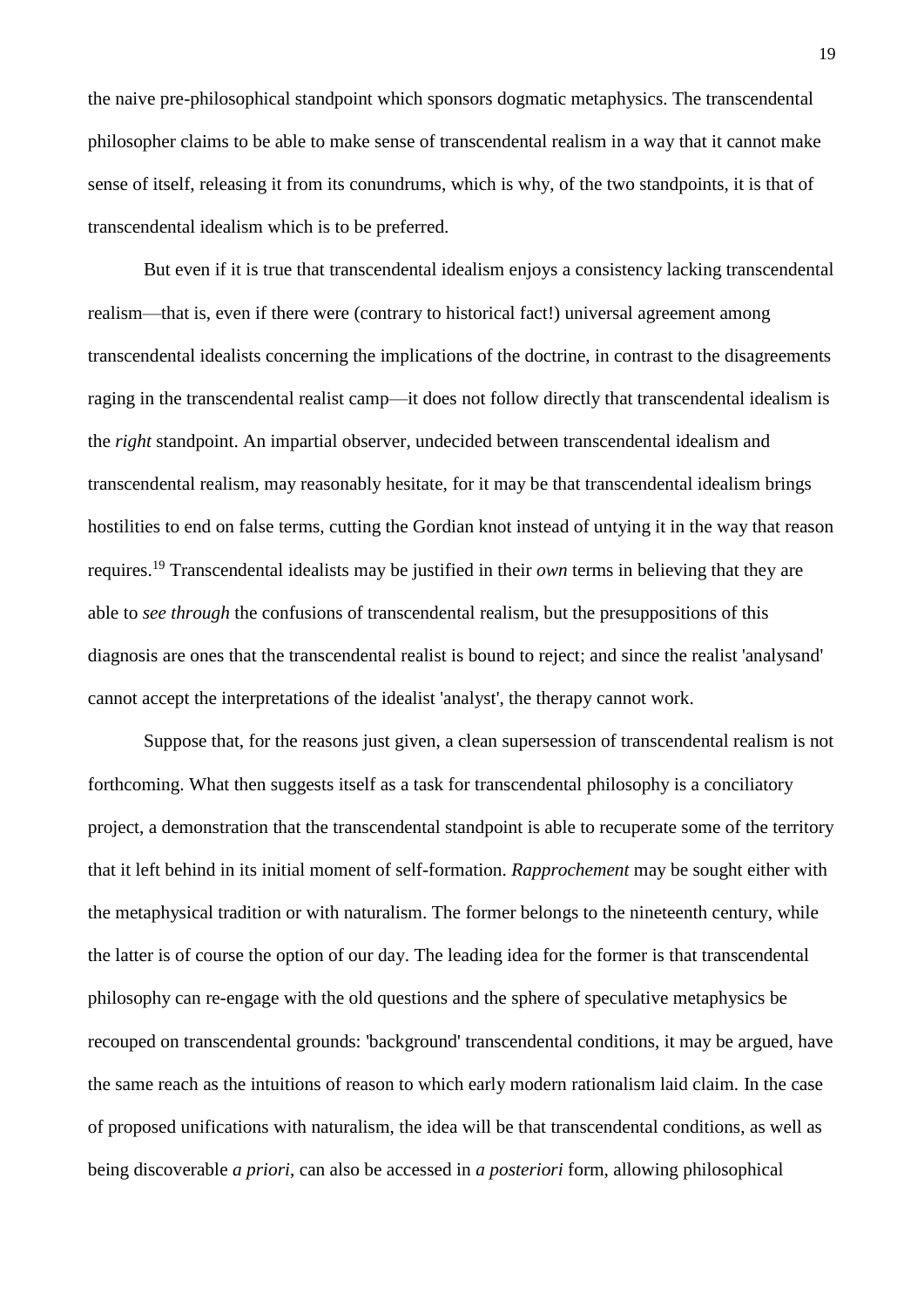the naive pre-philosophical standpoint which sponsors dogmatic metaphysics. The transcendental philosopher claims to be able to make sense of transcendental realism in a way that it cannot make sense of itself, releasing it from its conundrums, which is why, of the two standpoints, it is that of transcendental idealism which is to be preferred.

But even if it is true that transcendental idealism enjoys a consistency lacking transcendental realism—that is, even if there were (contrary to historical fact!) universal agreement among transcendental idealists concerning the implications of the doctrine, in contrast to the disagreements raging in the transcendental realist camp—it does not follow directly that transcendental idealism is the *right* standpoint. An impartial observer, undecided between transcendental idealism and transcendental realism, may reasonably hesitate, for it may be that transcendental idealism brings hostilities to end on false terms, cutting the Gordian knot instead of untying it in the way that reason requires.[19] Transcendental idealists may be justified in their *own* terms in believing that they are able to *see through* the confusions of transcendental realism, but the presuppositions of this diagnosis are ones that the transcendental realist is bound to reject; and since the realist 'analysand' cannot accept the interpretations of the idealist 'analyst', the therapy cannot work.

Suppose that, for the reasons just given, a clean supersession of transcendental realism is not forthcoming. What then suggests itself as a task for transcendental philosophy is a conciliatory project, a demonstration that the transcendental standpoint is able to recuperate some of the territory that it left behind in its initial moment of self-formation. *Rapprochement* may be sought either with the metaphysical tradition or with naturalism. The former belongs to the nineteenth century, while the latter is of course the option of our day. The leading idea for the former is that transcendental philosophy can re-engage with the old questions and the sphere of speculative metaphysics be recouped on transcendental grounds: 'background' transcendental conditions, it may be argued, have the same reach as the intuitions of reason to which early modern rationalism laid claim. In the case of proposed unifications with naturalism, the idea will be that transcendental conditions, as well as being discoverable *a priori*, can also be accessed in *a posteriori* form, allowing philosophical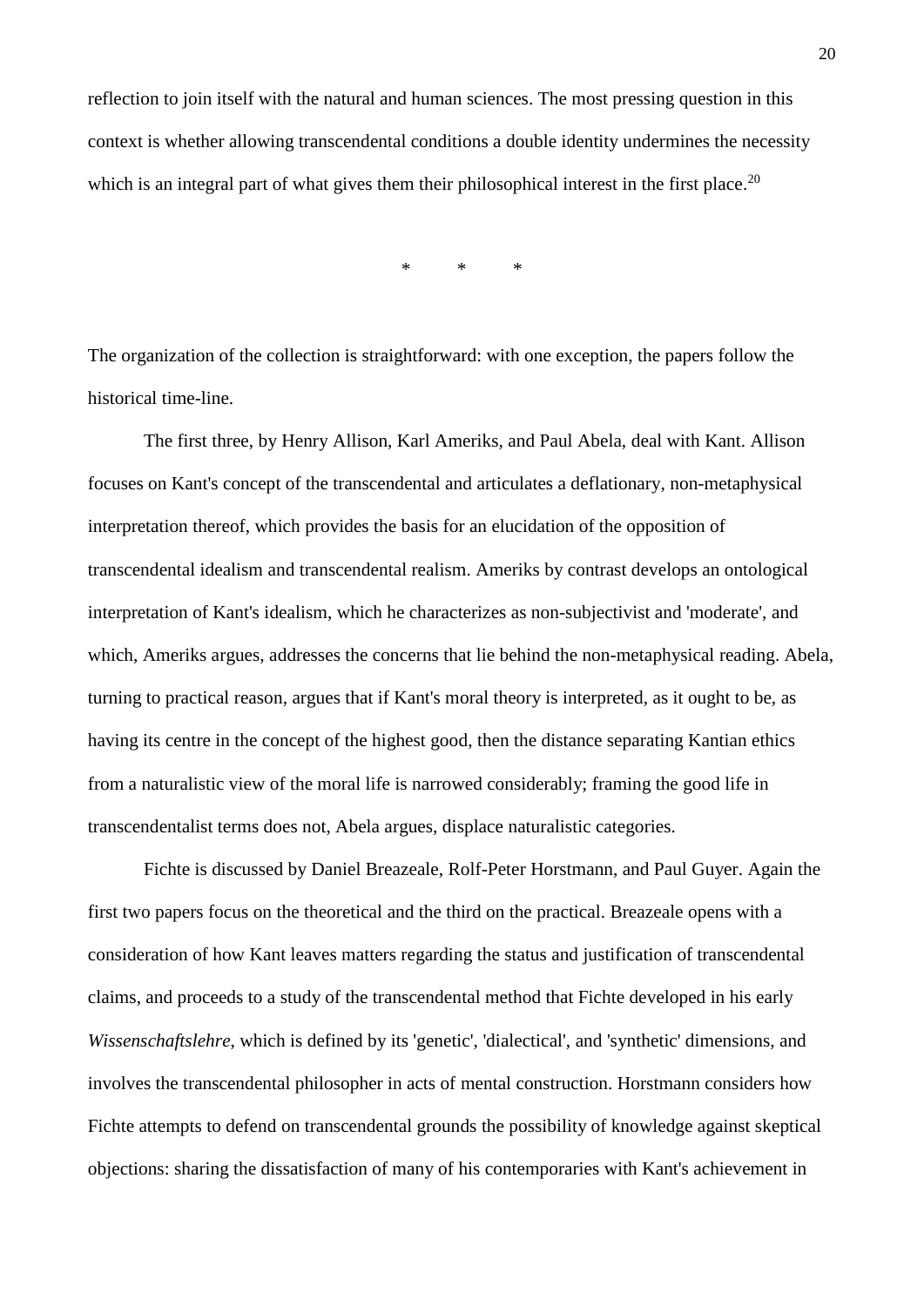reflection to join itself with the natural and human sciences. The most pressing question in this context is whether allowing transcendental conditions a double identity undermines the necessity which is an integral part of what gives them their philosophical interest in the first place.[20]

\* \* \*

The organization of the collection is straightforward: with one exception, the papers follow the historical time-line.

The first three, by Henry Allison, Karl Ameriks, and Paul Abela, deal with Kant. Allison focuses on Kant's concept of the transcendental and articulates a deflationary, non-metaphysical interpretation thereof, which provides the basis for an elucidation of the opposition of transcendental idealism and transcendental realism. Ameriks by contrast develops an ontological interpretation of Kant's idealism, which he characterizes as non-subjectivist and 'moderate', and which, Ameriks argues, addresses the concerns that lie behind the non-metaphysical reading. Abela, turning to practical reason, argues that if Kant's moral theory is interpreted, as it ought to be, as having its centre in the concept of the highest good, then the distance separating Kantian ethics from a naturalistic view of the moral life is narrowed considerably; framing the good life in transcendentalist terms does not, Abela argues, displace naturalistic categories.

Fichte is discussed by Daniel Breazeale, Rolf-Peter Horstmann, and Paul Guyer. Again the first two papers focus on the theoretical and the third on the practical. Breazeale opens with a consideration of how Kant leaves matters regarding the status and justification of transcendental claims, and proceeds to a study of the transcendental method that Fichte developed in his early *Wissenschaftslehre*, which is defined by its 'genetic', 'dialectical', and 'synthetic' dimensions, and involves the transcendental philosopher in acts of mental construction. Horstmann considers how Fichte attempts to defend on transcendental grounds the possibility of knowledge against skeptical objections: sharing the dissatisfaction of many of his contemporaries with Kant's achievement in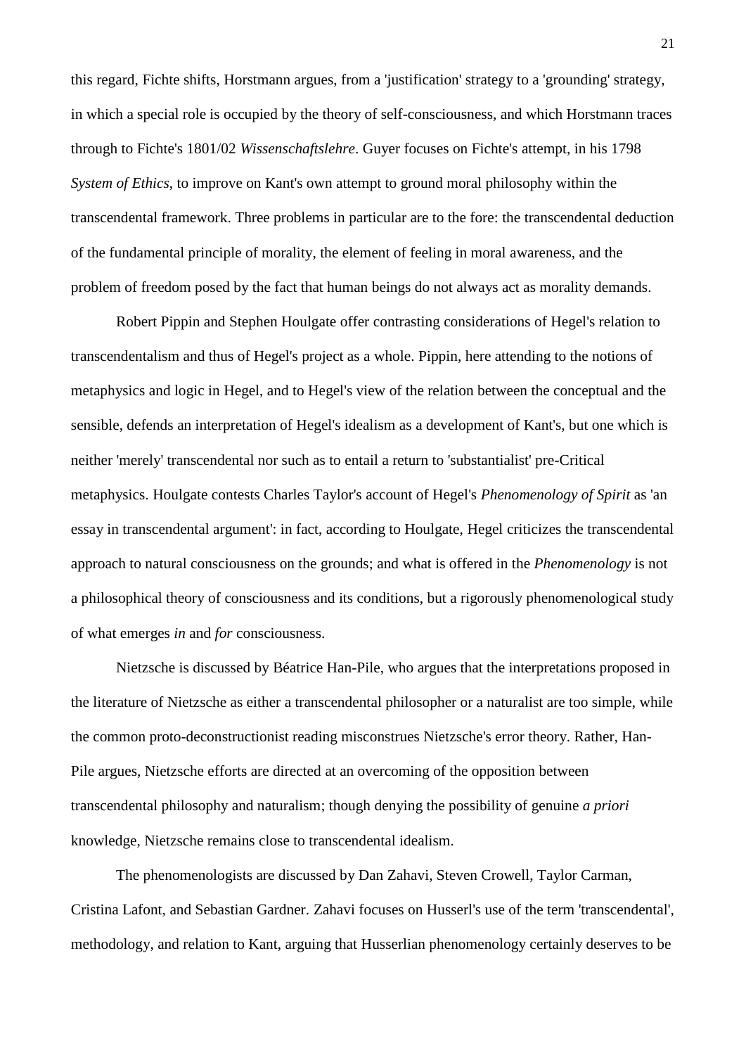this regard, Fichte shifts, Horstmann argues, from a 'justification' strategy to a 'grounding' strategy, in which a special role is occupied by the theory of self-consciousness, and which Horstmann traces through to Fichte's 1801/02 *Wissenschaftslehre*. Guyer focuses on Fichte's attempt, in his 1798 *System of Ethics*, to improve on Kant's own attempt to ground moral philosophy within the transcendental framework. Three problems in particular are to the fore: the transcendental deduction of the fundamental principle of morality, the element of feeling in moral awareness, and the problem of freedom posed by the fact that human beings do not always act as morality demands.

Robert Pippin and Stephen Houlgate offer contrasting considerations of Hegel's relation to transcendentalism and thus of Hegel's project as a whole. Pippin, here attending to the notions of metaphysics and logic in Hegel, and to Hegel's view of the relation between the conceptual and the sensible, defends an interpretation of Hegel's idealism as a development of Kant's, but one which is neither 'merely' transcendental nor such as to entail a return to 'substantialist' pre-Critical metaphysics. Houlgate contests Charles Taylor's account of Hegel's *Phenomenology of Spirit* as 'an essay in transcendental argument': in fact, according to Houlgate, Hegel criticizes the transcendental approach to natural consciousness on the grounds; and what is offered in the *Phenomenology* is not a philosophical theory of consciousness and its conditions, but a rigorously phenomenological study of what emerges *in* and *for* consciousness.

Nietzsche is discussed by Béatrice Han-Pile, who argues that the interpretations proposed in the literature of Nietzsche as either a transcendental philosopher or a naturalist are too simple, while the common proto-deconstructionist reading misconstrues Nietzsche's error theory. Rather, Han-Pile argues, Nietzsche efforts are directed at an overcoming of the opposition between transcendental philosophy and naturalism; though denying the possibility of genuine *a priori* knowledge, Nietzsche remains close to transcendental idealism.

The phenomenologists are discussed by Dan Zahavi, Steven Crowell, Taylor Carman, Cristina Lafont, and Sebastian Gardner. Zahavi focuses on Husserl's use of the term 'transcendental', methodology, and relation to Kant, arguing that Husserlian phenomenology certainly deserves to be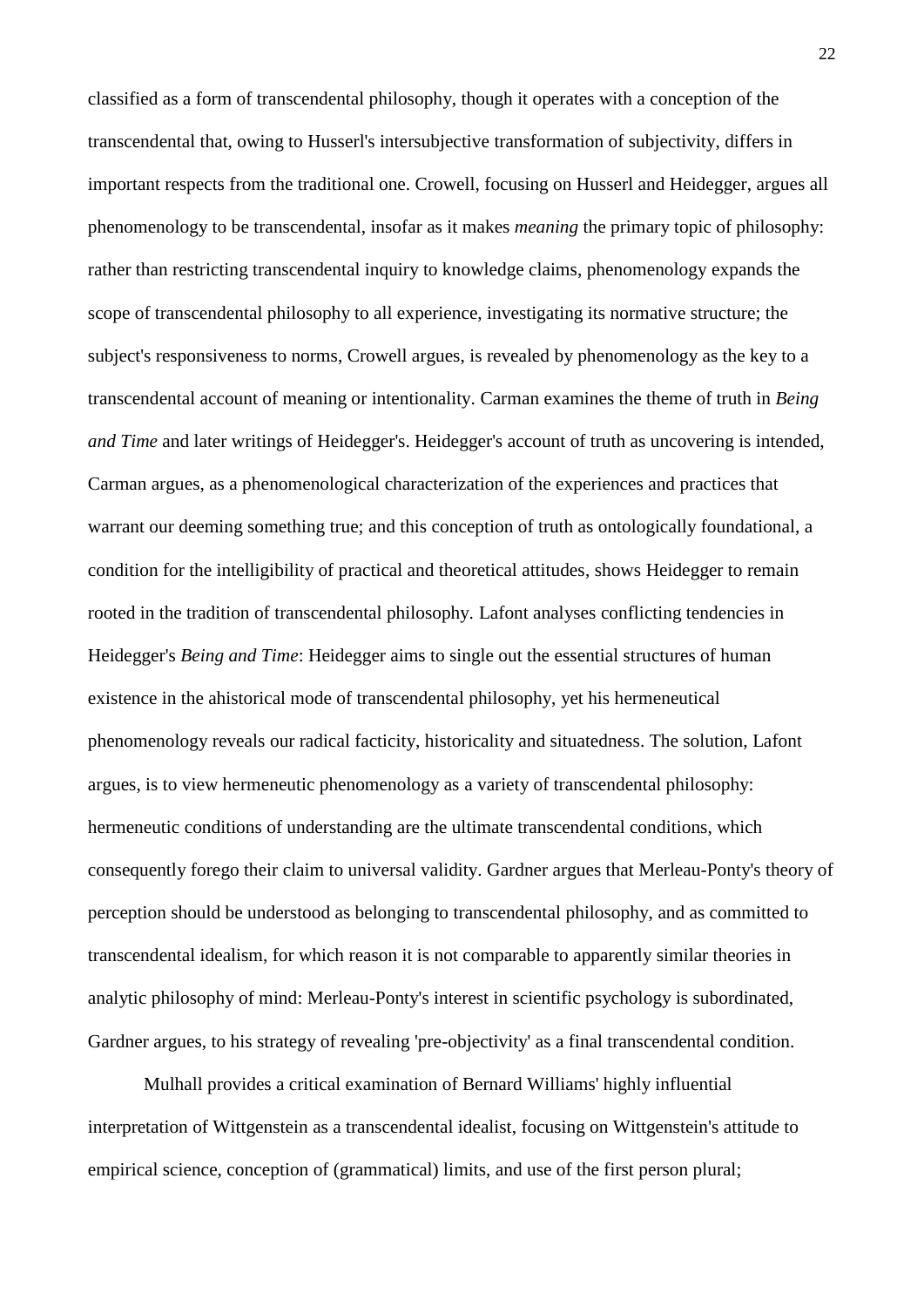classified as a form of transcendental philosophy, though it operates with a conception of the transcendental that, owing to Husserl's intersubjective transformation of subjectivity, differs in important respects from the traditional one. Crowell, focusing on Husserl and Heidegger, argues all phenomenology to be transcendental, insofar as it makes *meaning* the primary topic of philosophy: rather than restricting transcendental inquiry to knowledge claims, phenomenology expands the scope of transcendental philosophy to all experience, investigating its normative structure; the subject's responsiveness to norms, Crowell argues, is revealed by phenomenology as the key to a transcendental account of meaning or intentionality. Carman examines the theme of truth in *Being and Time* and later writings of Heidegger's. Heidegger's account of truth as uncovering is intended, Carman argues, as a phenomenological characterization of the experiences and practices that warrant our deeming something true; and this conception of truth as ontologically foundational, a condition for the intelligibility of practical and theoretical attitudes, shows Heidegger to remain rooted in the tradition of transcendental philosophy. Lafont analyses conflicting tendencies in Heidegger's *Being and Time*: Heidegger aims to single out the essential structures of human existence in the ahistorical mode of transcendental philosophy, yet his hermeneutical phenomenology reveals our radical facticity, historicality and situatedness. The solution, Lafont argues, is to view hermeneutic phenomenology as a variety of transcendental philosophy: hermeneutic conditions of understanding are the ultimate transcendental conditions, which consequently forego their claim to universal validity. Gardner argues that Merleau-Ponty's theory of perception should be understood as belonging to transcendental philosophy, and as committed to transcendental idealism, for which reason it is not comparable to apparently similar theories in analytic philosophy of mind: Merleau-Ponty's interest in scientific psychology is subordinated, Gardner argues, to his strategy of revealing 'pre-objectivity' as a final transcendental condition.

Mulhall provides a critical examination of Bernard Williams' highly influential interpretation of Wittgenstein as a transcendental idealist, focusing on Wittgenstein's attitude to empirical science, conception of (grammatical) limits, and use of the first person plural;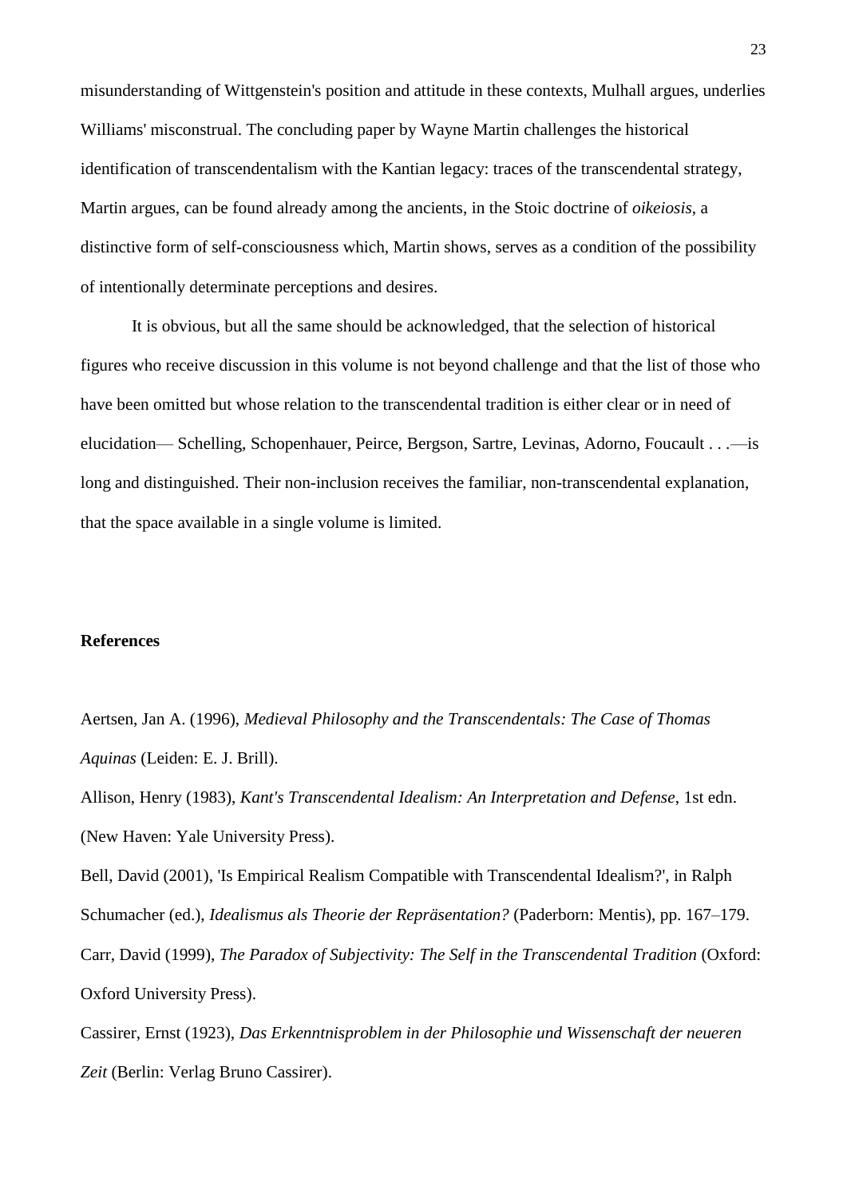misunderstanding of Wittgenstein's position and attitude in these contexts, Mulhall argues, underlies Williams' misconstrual. The concluding paper by Wayne Martin challenges the historical identification of transcendentalism with the Kantian legacy: traces of the transcendental strategy, Martin argues, can be found already among the ancients, in the Stoic doctrine of *oikeiosis*, a distinctive form of self-consciousness which, Martin shows, serves as a condition of the possibility of intentionally determinate perceptions and desires.

It is obvious, but all the same should be acknowledged, that the selection of historical figures who receive discussion in this volume is not beyond challenge and that the list of those who have been omitted but whose relation to the transcendental tradition is either clear or in need of elucidation— Schelling, Schopenhauer, Peirce, Bergson, Sartre, Levinas, Adorno, Foucault . . .—is long and distinguished. Their non-inclusion receives the familiar, non-transcendental explanation, that the space available in a single volume is limited.

**References**

Aertsen, Jan A. (1996), *Medieval Philosophy and the Transcendentals: The Case of Thomas Aquinas* (Leiden: E. J. Brill).

Allison, Henry (1983), *Kant's Transcendental Idealism: An Interpretation and Defense*, 1st edn. (New Haven: Yale University Press).

Bell, David (2001), 'Is Empirical Realism Compatible with Transcendental Idealism?', in Ralph Schumacher (ed.), *Idealismus als Theorie der Repräsentation?* (Paderborn: Mentis), pp. 167–179.

Carr, David (1999), *The Paradox of Subjectivity: The Self in the Transcendental Tradition* (Oxford: Oxford University Press).

Cassirer, Ernst (1923), *Das Erkenntnisproblem in der Philosophie und Wissenschaft der neueren Zeit* (Berlin: Verlag Bruno Cassirer).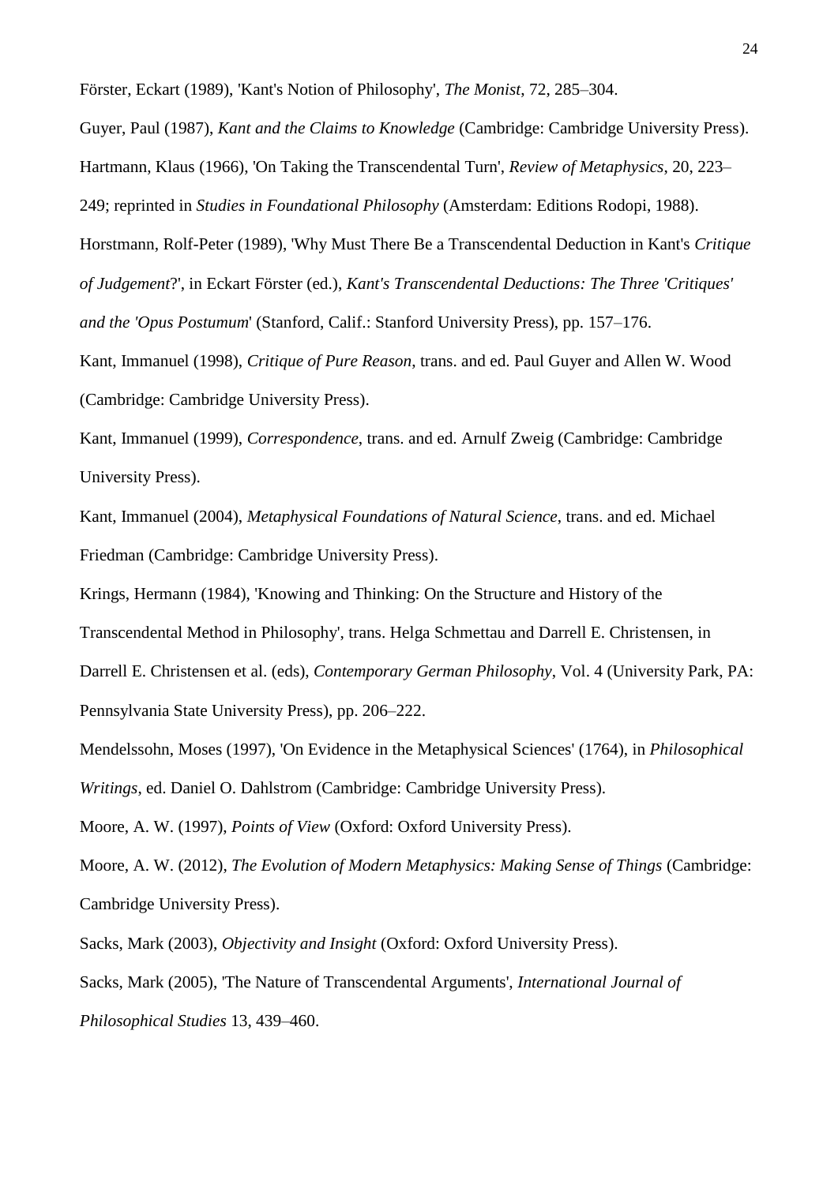Förster, Eckart (1989), 'Kant's Notion of Philosophy', *The Monist*, 72, 285–304.

Guyer, Paul (1987), *Kant and the Claims to Knowledge* (Cambridge: Cambridge University Press).

Hartmann, Klaus (1966), 'On Taking the Transcendental Turn', *Review of Metaphysics*, 20, 223–249; reprinted in *Studies in Foundational Philosophy* (Amsterdam: Editions Rodopi, 1988).

Horstmann, Rolf-Peter (1989), 'Why Must There Be a Transcendental Deduction in Kant's *Critique of Judgement*?', in Eckart Förster (ed.), *Kant's Transcendental Deductions: The Three 'Critiques' and the 'Opus Postumum'* (Stanford, Calif.: Stanford University Press), pp. 157–176.

Kant, Immanuel (1998), *Critique of Pure Reason*, trans. and ed. Paul Guyer and Allen W. Wood (Cambridge: Cambridge University Press).

Kant, Immanuel (1999), *Correspondence*, trans. and ed. Arnulf Zweig (Cambridge: Cambridge University Press).

Kant, Immanuel (2004), *Metaphysical Foundations of Natural Science*, trans. and ed. Michael Friedman (Cambridge: Cambridge University Press).

Krings, Hermann (1984), 'Knowing and Thinking: On the Structure and History of the Transcendental Method in Philosophy', trans. Helga Schmettau and Darrell E. Christensen, in Darrell E. Christensen et al. (eds), *Contemporary German Philosophy*, Vol. 4 (University Park, PA: Pennsylvania State University Press), pp. 206–222.

Mendelssohn, Moses (1997), 'On Evidence in the Metaphysical Sciences' (1764), in *Philosophical Writings*, ed. Daniel O. Dahlstrom (Cambridge: Cambridge University Press).

Moore, A. W. (1997), *Points of View* (Oxford: Oxford University Press).

Moore, A. W. (2012), *The Evolution of Modern Metaphysics: Making Sense of Things* (Cambridge: Cambridge University Press).

Sacks, Mark (2003), *Objectivity and Insight* (Oxford: Oxford University Press).

Sacks, Mark (2005), 'The Nature of Transcendental Arguments', *International Journal of Philosophical Studies* 13, 439–460.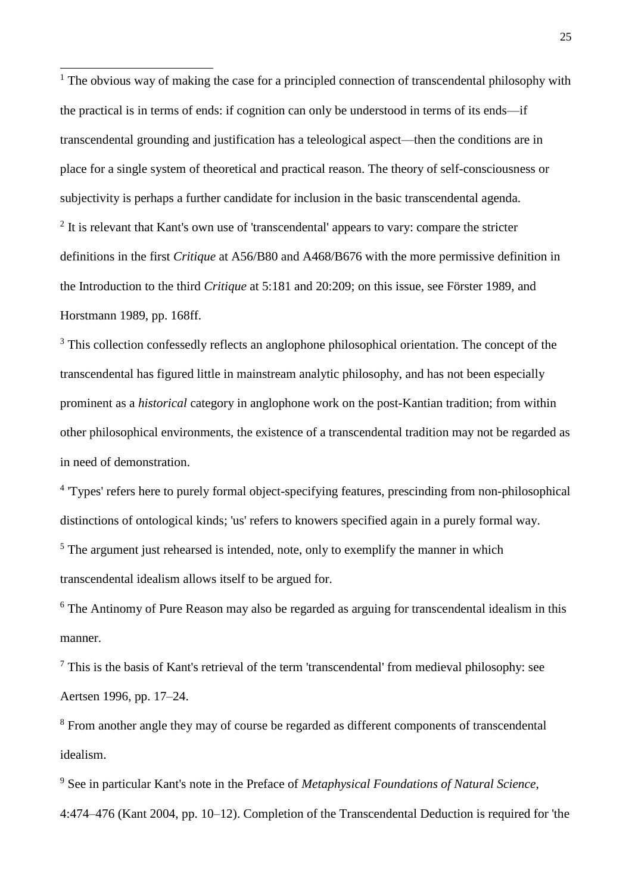[1] The obvious way of making the case for a principled connection of transcendental philosophy with the practical is in terms of ends: if cognition can only be understood in terms of its ends—if transcendental grounding and justification has a teleological aspect—then the conditions are in place for a single system of theoretical and practical reason. The theory of self-consciousness or subjectivity is perhaps a further candidate for inclusion in the basic transcendental agenda.

[2] It is relevant that Kant's own use of 'transcendental' appears to vary: compare the stricter definitions in the first *Critique* at A56/B80 and A468/B676 with the more permissive definition in the Introduction to the third *Critique* at 5:181 and 20:209; on this issue, see Förster 1989, and Horstmann 1989, pp. 168ff.

[3] This collection confessedly reflects an anglophone philosophical orientation. The concept of the transcendental has figured little in mainstream analytic philosophy, and has not been especially prominent as a *historical* category in anglophone work on the post-Kantian tradition; from within other philosophical environments, the existence of a transcendental tradition may not be regarded as in need of demonstration.

[4] 'Types' refers here to purely formal object-specifying features, prescinding from non-philosophical distinctions of ontological kinds; 'us' refers to knowers specified again in a purely formal way.

[5] The argument just rehearsed is intended, note, only to exemplify the manner in which transcendental idealism allows itself to be argued for.

[6] The Antinomy of Pure Reason may also be regarded as arguing for transcendental idealism in this manner.

[7] This is the basis of Kant's retrieval of the term 'transcendental' from medieval philosophy: see Aertsen 1996, pp. 17–24.

[8] From another angle they may of course be regarded as different components of transcendental idealism.

[9] See in particular Kant's note in the Preface of *Metaphysical Foundations of Natural Science*, 4:474–476 (Kant 2004, pp. 10–12). Completion of the Transcendental Deduction is required for 'the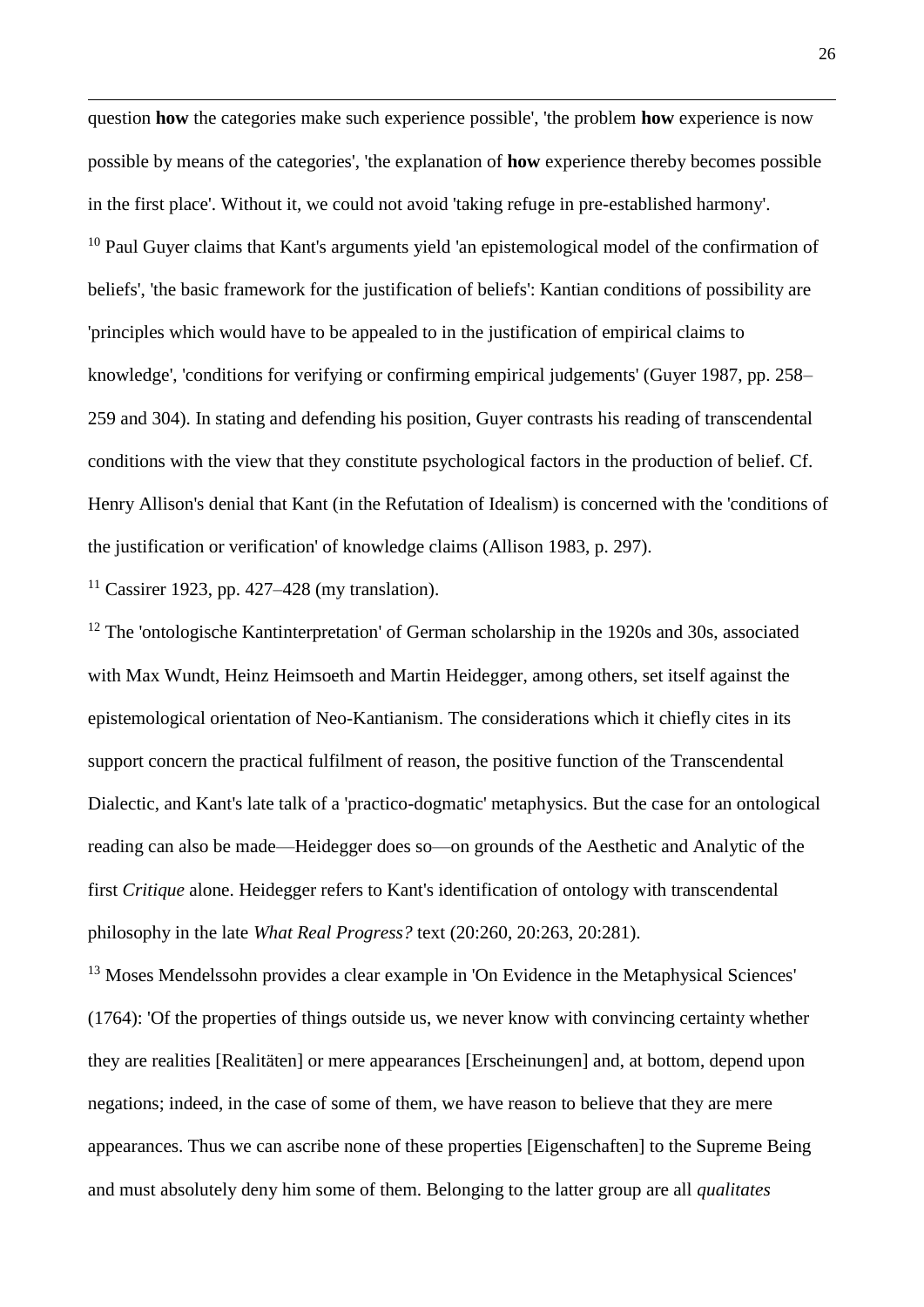question **how** the categories make such experience possible', 'the problem **how** experience is now possible by means of the categories', 'the explanation of **how** experience thereby becomes possible in the first place'. Without it, we could not avoid 'taking refuge in pre-established harmony'.

[10] Paul Guyer claims that Kant's arguments yield 'an epistemological model of the confirmation of beliefs', 'the basic framework for the justification of beliefs': Kantian conditions of possibility are 'principles which would have to be appealed to in the justification of empirical claims to knowledge', 'conditions for verifying or confirming empirical judgements' (Guyer 1987, pp. 258–259 and 304). In stating and defending his position, Guyer contrasts his reading of transcendental conditions with the view that they constitute psychological factors in the production of belief. Cf. Henry Allison's denial that Kant (in the Refutation of Idealism) is concerned with the 'conditions of the justification or verification' of knowledge claims (Allison 1983, p. 297).

[11] Cassirer 1923, pp. 427–428 (my translation).

[12] The 'ontologische Kantinterpretation' of German scholarship in the 1920s and 30s, associated with Max Wundt, Heinz Heimsoeth and Martin Heidegger, among others, set itself against the epistemological orientation of Neo-Kantianism. The considerations which it chiefly cites in its support concern the practical fulfilment of reason, the positive function of the Transcendental Dialectic, and Kant's late talk of a 'practico-dogmatic' metaphysics. But the case for an ontological reading can also be made—Heidegger does so—on grounds of the Aesthetic and Analytic of the first *Critique* alone. Heidegger refers to Kant's identification of ontology with transcendental philosophy in the late *What Real Progress?* text (20:260, 20:263, 20:281).

[13] Moses Mendelssohn provides a clear example in 'On Evidence in the Metaphysical Sciences' (1764): 'Of the properties of things outside us, we never know with convincing certainty whether they are realities [Realitäten] or mere appearances [Erscheinungen] and, at bottom, depend upon negations; indeed, in the case of some of them, we have reason to believe that they are mere appearances. Thus we can ascribe none of these properties [Eigenschaften] to the Supreme Being and must absolutely deny him some of them. Belonging to the latter group are all *qualitates*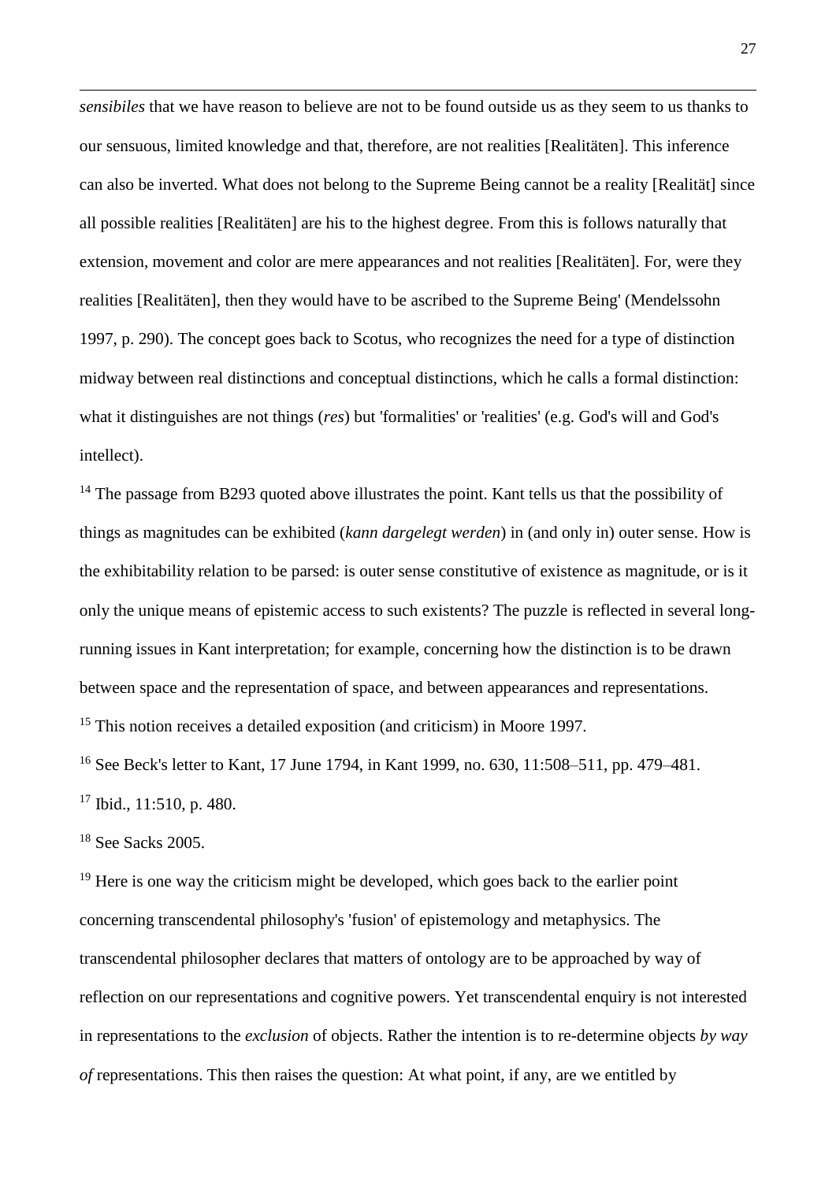*sensibiles* that we have reason to believe are not to be found outside us as they seem to us thanks to our sensuous, limited knowledge and that, therefore, are not realities [Realitäten]. This inference can also be inverted. What does not belong to the Supreme Being cannot be a reality [Realität] since all possible realities [Realitäten] are his to the highest degree. From this is follows naturally that extension, movement and color are mere appearances and not realities [Realitäten]. For, were they realities [Realitäten], then they would have to be ascribed to the Supreme Being' (Mendelssohn 1997, p. 290). The concept goes back to Scotus, who recognizes the need for a type of distinction midway between real distinctions and conceptual distinctions, which he calls a formal distinction: what it distinguishes are not things (*res*) but 'formalities' or 'realities' (e.g. God's will and God's intellect).

[14] The passage from B293 quoted above illustrates the point. Kant tells us that the possibility of things as magnitudes can be exhibited (*kann dargelegt werden*) in (and only in) outer sense. How is the exhibitability relation to be parsed: is outer sense constitutive of existence as magnitude, or is it only the unique means of epistemic access to such existents? The puzzle is reflected in several long-running issues in Kant interpretation; for example, concerning how the distinction is to be drawn between space and the representation of space, and between appearances and representations.

[15] This notion receives a detailed exposition (and criticism) in Moore 1997.

[16] See Beck's letter to Kant, 17 June 1794, in Kant 1999, no. 630, 11:508–511, pp. 479–481.

[17] Ibid., 11:510, p. 480.

[18] See Sacks 2005.

[19] Here is one way the criticism might be developed, which goes back to the earlier point concerning transcendental philosophy's 'fusion' of epistemology and metaphysics. The transcendental philosopher declares that matters of ontology are to be approached by way of reflection on our representations and cognitive powers. Yet transcendental enquiry is not interested in representations to the *exclusion* of objects. Rather the intention is to re-determine objects *by way of* representations. This then raises the question: At what point, if any, are we entitled by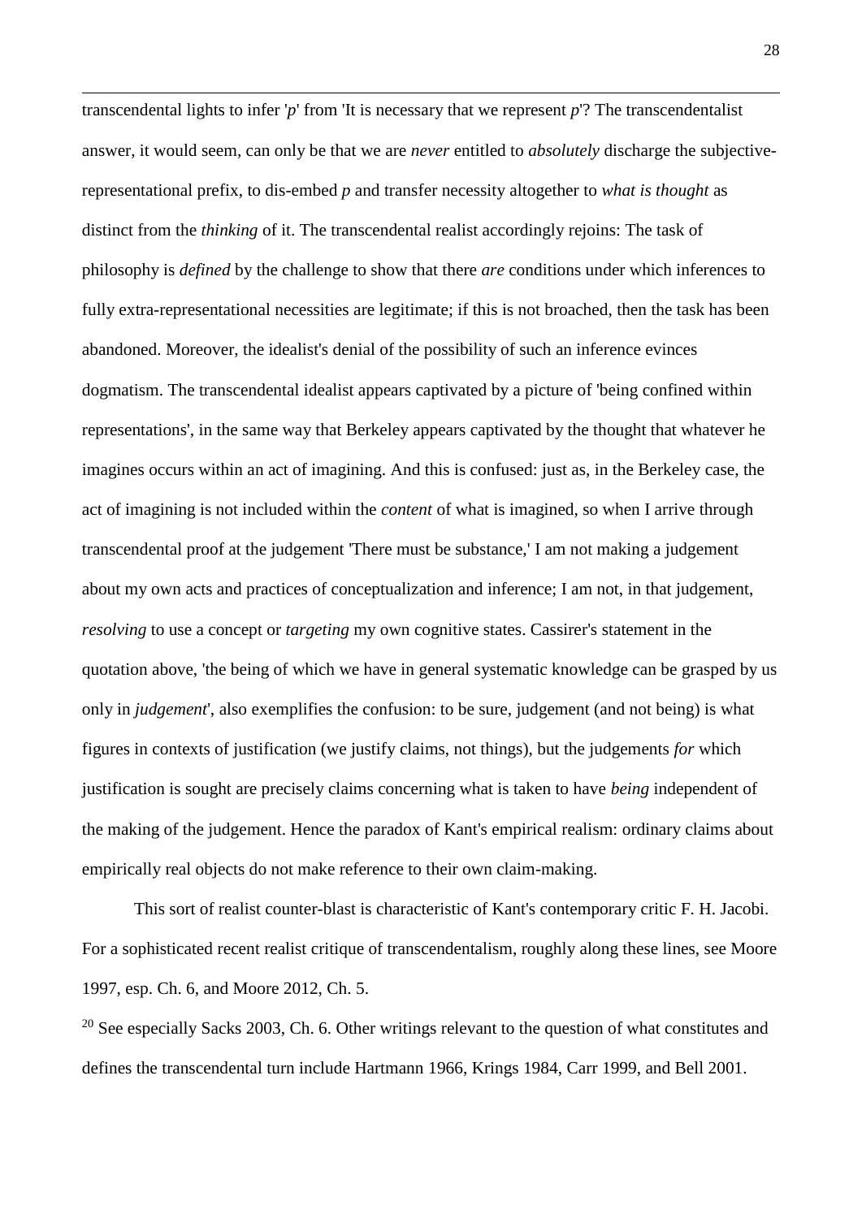transcendental lights to infer '*p*' from 'It is necessary that we represent *p*'? The transcendentalist answer, it would seem, can only be that we are *never* entitled to *absolutely* discharge the subjective-representational prefix, to dis-embed *p* and transfer necessity altogether to *what is thought* as distinct from the *thinking* of it. The transcendental realist accordingly rejoins: The task of philosophy is *defined* by the challenge to show that there *are* conditions under which inferences to fully extra-representational necessities are legitimate; if this is not broached, then the task has been abandoned. Moreover, the idealist's denial of the possibility of such an inference evinces dogmatism. The transcendental idealist appears captivated by a picture of 'being confined within representations', in the same way that Berkeley appears captivated by the thought that whatever he imagines occurs within an act of imagining. And this is confused: just as, in the Berkeley case, the act of imagining is not included within the *content* of what is imagined, so when I arrive through transcendental proof at the judgement 'There must be substance,' I am not making a judgement about my own acts and practices of conceptualization and inference; I am not, in that judgement, *resolving* to use a concept or *targeting* my own cognitive states. Cassirer's statement in the quotation above, 'the being of which we have in general systematic knowledge can be grasped by us only in *judgement*', also exemplifies the confusion: to be sure, judgement (and not being) is what figures in contexts of justification (we justify claims, not things), but the judgements *for* which justification is sought are precisely claims concerning what is taken to have *being* independent of the making of the judgement. Hence the paradox of Kant's empirical realism: ordinary claims about empirically real objects do not make reference to their own claim-making.

This sort of realist counter-blast is characteristic of Kant's contemporary critic F. H. Jacobi. For a sophisticated recent realist critique of transcendentalism, roughly along these lines, see Moore 1997, esp. Ch. 6, and Moore 2012, Ch. 5.

[20] See especially Sacks 2003, Ch. 6. Other writings relevant to the question of what constitutes and defines the transcendental turn include Hartmann 1966, Krings 1984, Carr 1999, and Bell 2001.